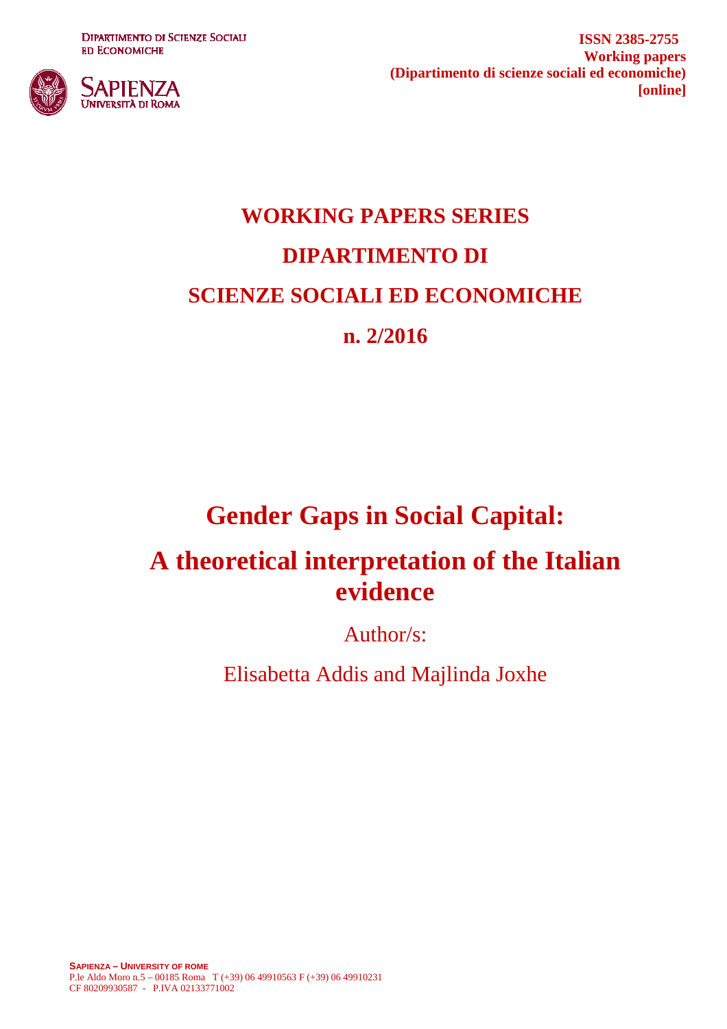DIPARTIMENTO DI SCIENZE SOCIALI ED ECONOMICHE

SAPIENZA UNIVERSITÀ DI ROMA

**ISSN 2385-2755**
**Working papers**
**(Dipartimento di scienze sociali ed economiche)**
**[online]**

# WORKING PAPERS SERIES
# DIPARTIMENTO DI
# SCIENZE SOCIALI ED ECONOMICHE
# n. 2/2016

# Gender Gaps in Social Capital:
# A theoretical interpretation of the Italian evidence

Author/s:

Elisabetta Addis and Majlinda Joxhe

**SAPIENZA – UNIVERSITY OF ROME**
P.le Aldo Moro n.5 – 00185 Roma T (+39) 06 49910563 F (+39) 06 49910231
CF 80209930587 - P.IVA 02133771002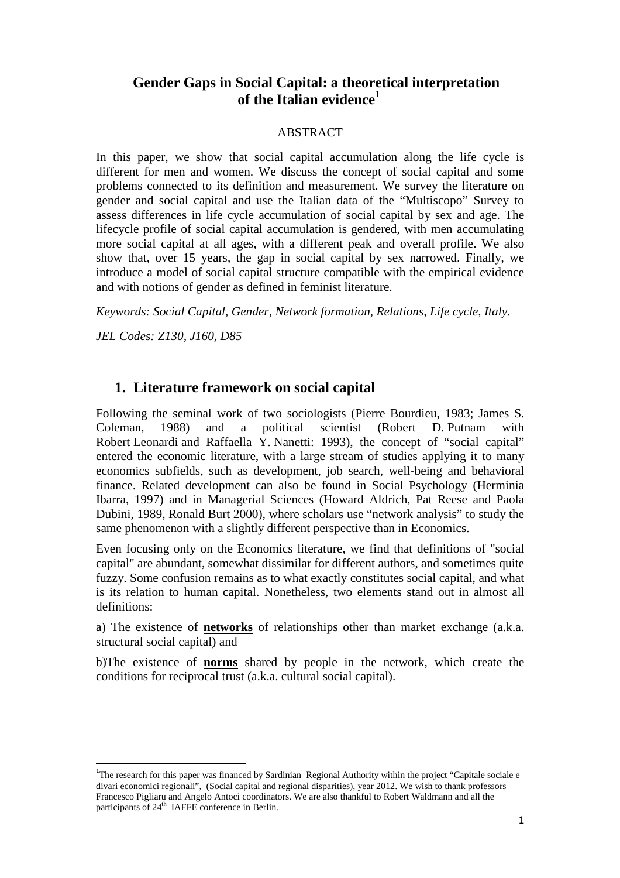# Gender Gaps in Social Capital: a theoretical interpretation of the Italian evidence[1]

## ABSTRACT

In this paper, we show that social capital accumulation along the life cycle is different for men and women. We discuss the concept of social capital and some problems connected to its definition and measurement. We survey the literature on gender and social capital and use the Italian data of the "Multiscopo" Survey to assess differences in life cycle accumulation of social capital by sex and age. The lifecycle profile of social capital accumulation is gendered, with men accumulating more social capital at all ages, with a different peak and overall profile. We also show that, over 15 years, the gap in social capital by sex narrowed. Finally, we introduce a model of social capital structure compatible with the empirical evidence and with notions of gender as defined in feminist literature.

*Keywords: Social Capital, Gender, Network formation, Relations, Life cycle, Italy.*

*JEL Codes: Z130, J160, D85*

## 1. Literature framework on social capital

Following the seminal work of two sociologists (Pierre Bourdieu, 1983; James S. Coleman, 1988) and a political scientist (Robert D. Putnam with Robert Leonardi and Raffaella Y. Nanetti: 1993), the concept of "social capital" entered the economic literature, with a large stream of studies applying it to many economics subfields, such as development, job search, well-being and behavioral finance. Related development can also be found in Social Psychology (Herminia Ibarra, 1997) and in Managerial Sciences (Howard Aldrich, Pat Reese and Paola Dubini, 1989, Ronald Burt 2000), where scholars use "network analysis" to study the same phenomenon with a slightly different perspective than in Economics.

Even focusing only on the Economics literature, we find that definitions of "social capital" are abundant, somewhat dissimilar for different authors, and sometimes quite fuzzy. Some confusion remains as to what exactly constitutes social capital, and what is its relation to human capital. Nonetheless, two elements stand out in almost all definitions:

a) The existence of **networks** of relationships other than market exchange (a.k.a. structural social capital) and

b)The existence of **norms** shared by people in the network, which create the conditions for reciprocal trust (a.k.a. cultural social capital).

---

[1] The research for this paper was financed by Sardinian Regional Authority within the project "Capitale sociale e divari economici regionali", (Social capital and regional disparities), year 2012. We wish to thank professors Francesco Pigliaru and Angelo Antoci coordinators. We are also thankful to Robert Waldmann and all the participants of 24th IAFFE conference in Berlin.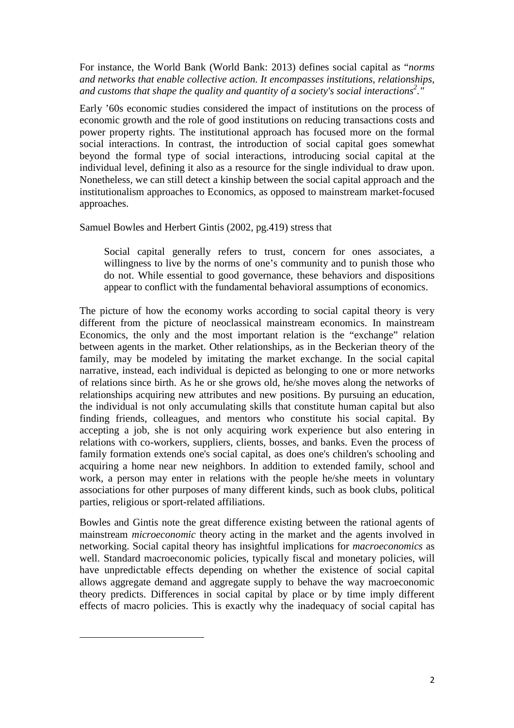For instance, the World Bank (World Bank: 2013) defines social capital as "*norms and networks that enable collective action. It encompasses institutions, relationships, and customs that shape the quality and quantity of a society's social interactions*[2]."

Early '60s economic studies considered the impact of institutions on the process of economic growth and the role of good institutions on reducing transactions costs and power property rights. The institutional approach has focused more on the formal social interactions. In contrast, the introduction of social capital goes somewhat beyond the formal type of social interactions, introducing social capital at the individual level, defining it also as a resource for the single individual to draw upon. Nonetheless, we can still detect a kinship between the social capital approach and the institutionalism approaches to Economics, as opposed to mainstream market-focused approaches.

Samuel Bowles and Herbert Gintis (2002, pg.419) stress that

> Social capital generally refers to trust, concern for ones associates, a willingness to live by the norms of one's community and to punish those who do not. While essential to good governance, these behaviors and dispositions appear to conflict with the fundamental behavioral assumptions of economics.

The picture of how the economy works according to social capital theory is very different from the picture of neoclassical mainstream economics. In mainstream Economics, the only and the most important relation is the "exchange" relation between agents in the market. Other relationships, as in the Beckerian theory of the family, may be modeled by imitating the market exchange. In the social capital narrative, instead, each individual is depicted as belonging to one or more networks of relations since birth. As he or she grows old, he/she moves along the networks of relationships acquiring new attributes and new positions. By pursuing an education, the individual is not only accumulating skills that constitute human capital but also finding friends, colleagues, and mentors who constitute his social capital. By accepting a job, she is not only acquiring work experience but also entering in relations with co-workers, suppliers, clients, bosses, and banks. Even the process of family formation extends one's social capital, as does one's children's schooling and acquiring a home near new neighbors. In addition to extended family, school and work, a person may enter in relations with the people he/she meets in voluntary associations for other purposes of many different kinds, such as book clubs, political parties, religious or sport-related affiliations.

Bowles and Gintis note the great difference existing between the rational agents of mainstream *microeconomic* theory acting in the market and the agents involved in networking. Social capital theory has insightful implications for *macroeconomics* as well. Standard macroeconomic policies, typically fiscal and monetary policies, will have unpredictable effects depending on whether the existence of social capital allows aggregate demand and aggregate supply to behave the way macroeconomic theory predicts. Differences in social capital by place or by time imply different effects of macro policies. This is exactly why the inadequacy of social capital has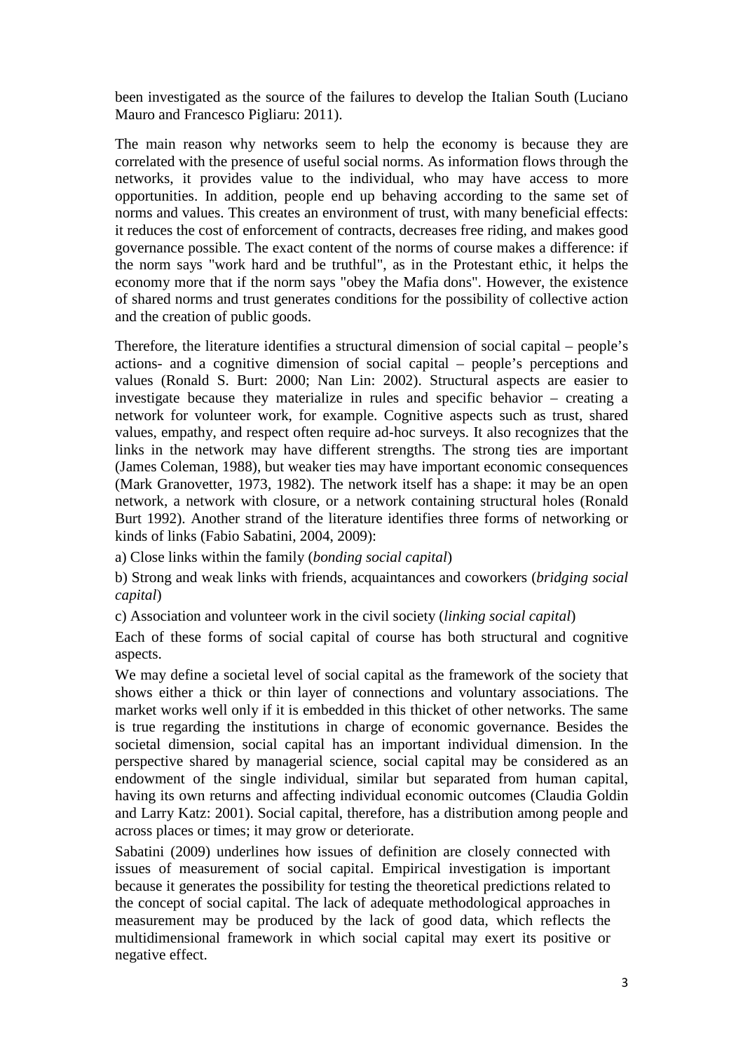been investigated as the source of the failures to develop the Italian South (Luciano Mauro and Francesco Pigliaru: 2011).

The main reason why networks seem to help the economy is because they are correlated with the presence of useful social norms. As information flows through the networks, it provides value to the individual, who may have access to more opportunities. In addition, people end up behaving according to the same set of norms and values. This creates an environment of trust, with many beneficial effects: it reduces the cost of enforcement of contracts, decreases free riding, and makes good governance possible. The exact content of the norms of course makes a difference: if the norm says "work hard and be truthful", as in the Protestant ethic, it helps the economy more that if the norm says "obey the Mafia dons". However, the existence of shared norms and trust generates conditions for the possibility of collective action and the creation of public goods.

Therefore, the literature identifies a structural dimension of social capital – people's actions- and a cognitive dimension of social capital – people's perceptions and values (Ronald S. Burt: 2000; Nan Lin: 2002). Structural aspects are easier to investigate because they materialize in rules and specific behavior – creating a network for volunteer work, for example. Cognitive aspects such as trust, shared values, empathy, and respect often require ad-hoc surveys. It also recognizes that the links in the network may have different strengths. The strong ties are important (James Coleman, 1988), but weaker ties may have important economic consequences (Mark Granovetter, 1973, 1982). The network itself has a shape: it may be an open network, a network with closure, or a network containing structural holes (Ronald Burt 1992). Another strand of the literature identifies three forms of networking or kinds of links (Fabio Sabatini, 2004, 2009):

a) Close links within the family (*bonding social capital*)

b) Strong and weak links with friends, acquaintances and coworkers (*bridging social capital*)

c) Association and volunteer work in the civil society (*linking social capital*)

Each of these forms of social capital of course has both structural and cognitive aspects.

We may define a societal level of social capital as the framework of the society that shows either a thick or thin layer of connections and voluntary associations. The market works well only if it is embedded in this thicket of other networks. The same is true regarding the institutions in charge of economic governance. Besides the societal dimension, social capital has an important individual dimension. In the perspective shared by managerial science, social capital may be considered as an endowment of the single individual, similar but separated from human capital, having its own returns and affecting individual economic outcomes (Claudia Goldin and Larry Katz: 2001). Social capital, therefore, has a distribution among people and across places or times; it may grow or deteriorate.

Sabatini (2009) underlines how issues of definition are closely connected with issues of measurement of social capital. Empirical investigation is important because it generates the possibility for testing the theoretical predictions related to the concept of social capital. The lack of adequate methodological approaches in measurement may be produced by the lack of good data, which reflects the multidimensional framework in which social capital may exert its positive or negative effect.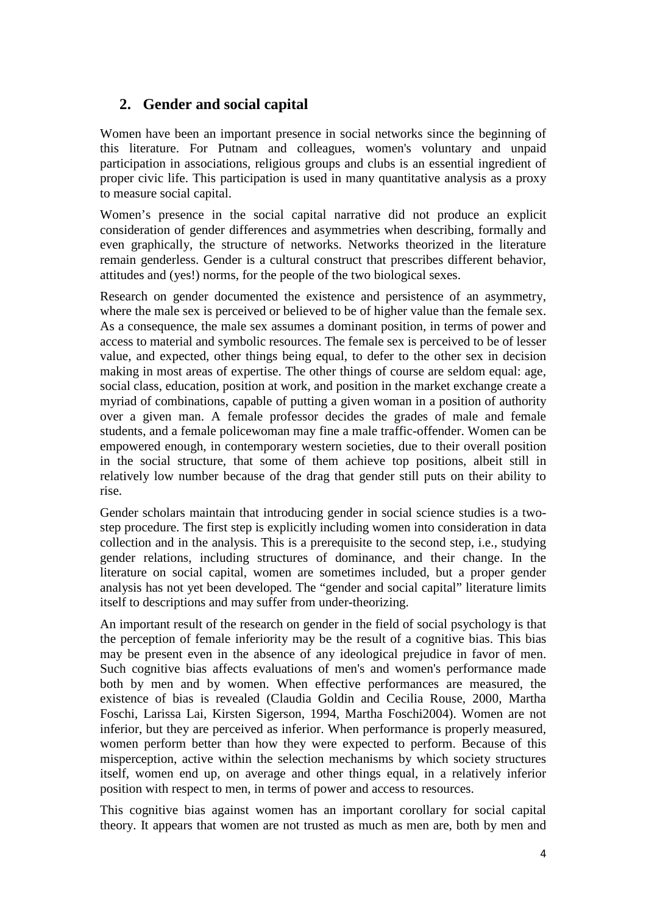## 2. Gender and social capital

Women have been an important presence in social networks since the beginning of this literature. For Putnam and colleagues, women's voluntary and unpaid participation in associations, religious groups and clubs is an essential ingredient of proper civic life. This participation is used in many quantitative analysis as a proxy to measure social capital.

Women's presence in the social capital narrative did not produce an explicit consideration of gender differences and asymmetries when describing, formally and even graphically, the structure of networks. Networks theorized in the literature remain genderless. Gender is a cultural construct that prescribes different behavior, attitudes and (yes!) norms, for the people of the two biological sexes.

Research on gender documented the existence and persistence of an asymmetry, where the male sex is perceived or believed to be of higher value than the female sex. As a consequence, the male sex assumes a dominant position, in terms of power and access to material and symbolic resources. The female sex is perceived to be of lesser value, and expected, other things being equal, to defer to the other sex in decision making in most areas of expertise. The other things of course are seldom equal: age, social class, education, position at work, and position in the market exchange create a myriad of combinations, capable of putting a given woman in a position of authority over a given man. A female professor decides the grades of male and female students, and a female policewoman may fine a male traffic-offender. Women can be empowered enough, in contemporary western societies, due to their overall position in the social structure, that some of them achieve top positions, albeit still in relatively low number because of the drag that gender still puts on their ability to rise.

Gender scholars maintain that introducing gender in social science studies is a two-step procedure. The first step is explicitly including women into consideration in data collection and in the analysis. This is a prerequisite to the second step, i.e., studying gender relations, including structures of dominance, and their change. In the literature on social capital, women are sometimes included, but a proper gender analysis has not yet been developed. The "gender and social capital" literature limits itself to descriptions and may suffer from under-theorizing.

An important result of the research on gender in the field of social psychology is that the perception of female inferiority may be the result of a cognitive bias. This bias may be present even in the absence of any ideological prejudice in favor of men. Such cognitive bias affects evaluations of men's and women's performance made both by men and by women. When effective performances are measured, the existence of bias is revealed (Claudia Goldin and Cecilia Rouse, 2000, Martha Foschi, Larissa Lai, Kirsten Sigerson, 1994, Martha Foschi2004). Women are not inferior, but they are perceived as inferior. When performance is properly measured, women perform better than how they were expected to perform. Because of this misperception, active within the selection mechanisms by which society structures itself, women end up, on average and other things equal, in a relatively inferior position with respect to men, in terms of power and access to resources.

This cognitive bias against women has an important corollary for social capital theory. It appears that women are not trusted as much as men are, both by men and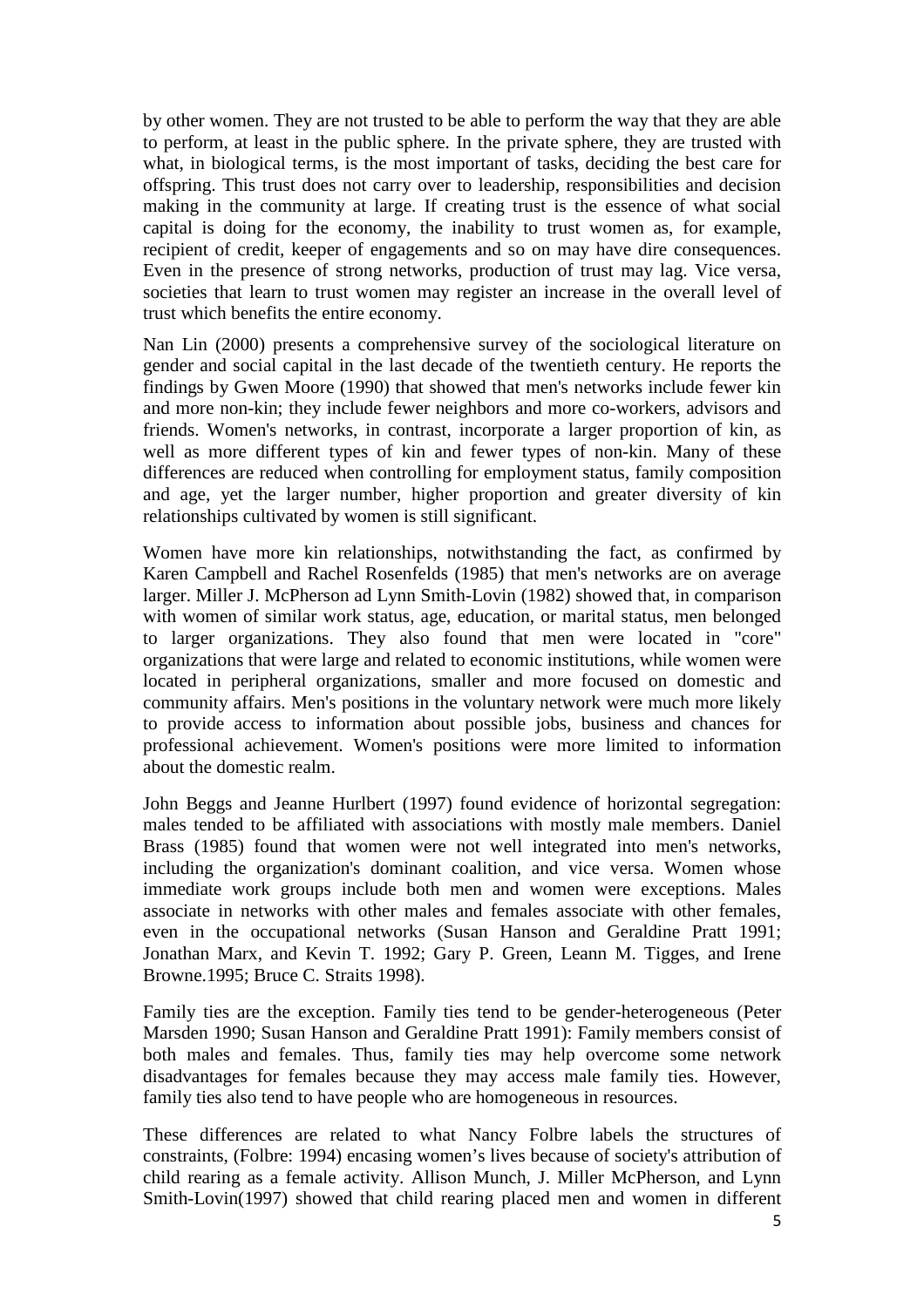by other women. They are not trusted to be able to perform the way that they are able to perform, at least in the public sphere. In the private sphere, they are trusted with what, in biological terms, is the most important of tasks, deciding the best care for offspring. This trust does not carry over to leadership, responsibilities and decision making in the community at large. If creating trust is the essence of what social capital is doing for the economy, the inability to trust women as, for example, recipient of credit, keeper of engagements and so on may have dire consequences. Even in the presence of strong networks, production of trust may lag. Vice versa, societies that learn to trust women may register an increase in the overall level of trust which benefits the entire economy.

Nan Lin (2000) presents a comprehensive survey of the sociological literature on gender and social capital in the last decade of the twentieth century. He reports the findings by Gwen Moore (1990) that showed that men's networks include fewer kin and more non-kin; they include fewer neighbors and more co-workers, advisors and friends. Women's networks, in contrast, incorporate a larger proportion of kin, as well as more different types of kin and fewer types of non-kin. Many of these differences are reduced when controlling for employment status, family composition and age, yet the larger number, higher proportion and greater diversity of kin relationships cultivated by women is still significant.

Women have more kin relationships, notwithstanding the fact, as confirmed by Karen Campbell and Rachel Rosenfelds (1985) that men's networks are on average larger. Miller J. McPherson ad Lynn Smith-Lovin (1982) showed that, in comparison with women of similar work status, age, education, or marital status, men belonged to larger organizations. They also found that men were located in "core" organizations that were large and related to economic institutions, while women were located in peripheral organizations, smaller and more focused on domestic and community affairs. Men's positions in the voluntary network were much more likely to provide access to information about possible jobs, business and chances for professional achievement. Women's positions were more limited to information about the domestic realm.

John Beggs and Jeanne Hurlbert (1997) found evidence of horizontal segregation: males tended to be affiliated with associations with mostly male members. Daniel Brass (1985) found that women were not well integrated into men's networks, including the organization's dominant coalition, and vice versa. Women whose immediate work groups include both men and women were exceptions. Males associate in networks with other males and females associate with other females, even in the occupational networks (Susan Hanson and Geraldine Pratt 1991; Jonathan Marx, and Kevin T. 1992; Gary P. Green, Leann M. Tigges, and Irene Browne.1995; Bruce C. Straits 1998).

Family ties are the exception. Family ties tend to be gender-heterogeneous (Peter Marsden 1990; Susan Hanson and Geraldine Pratt 1991): Family members consist of both males and females. Thus, family ties may help overcome some network disadvantages for females because they may access male family ties. However, family ties also tend to have people who are homogeneous in resources.

These differences are related to what Nancy Folbre labels the structures of constraints, (Folbre: 1994) encasing women's lives because of society's attribution of child rearing as a female activity. Allison Munch, J. Miller McPherson, and Lynn Smith-Lovin(1997) showed that child rearing placed men and women in different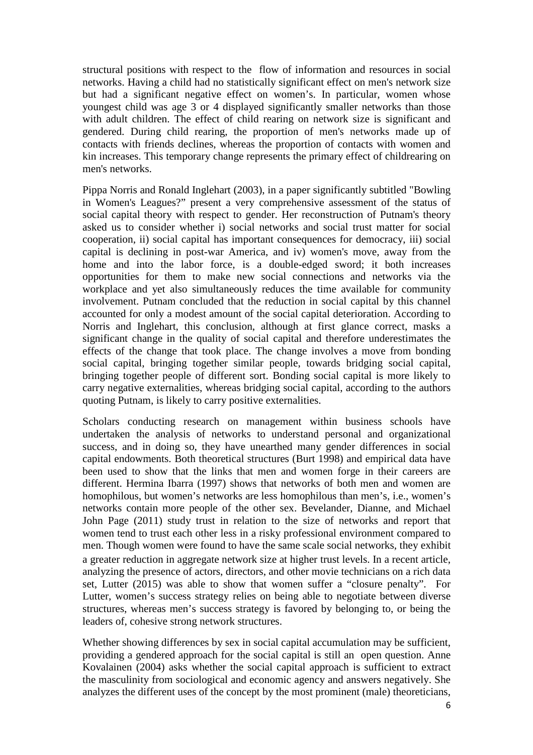structural positions with respect to the flow of information and resources in social networks. Having a child had no statistically significant effect on men's network size but had a significant negative effect on women's. In particular, women whose youngest child was age 3 or 4 displayed significantly smaller networks than those with adult children. The effect of child rearing on network size is significant and gendered. During child rearing, the proportion of men's networks made up of contacts with friends declines, whereas the proportion of contacts with women and kin increases. This temporary change represents the primary effect of childrearing on men's networks.

Pippa Norris and Ronald Inglehart (2003), in a paper significantly subtitled "Bowling in Women's Leagues?" present a very comprehensive assessment of the status of social capital theory with respect to gender. Her reconstruction of Putnam's theory asked us to consider whether i) social networks and social trust matter for social cooperation, ii) social capital has important consequences for democracy, iii) social capital is declining in post-war America, and iv) women's move, away from the home and into the labor force, is a double-edged sword; it both increases opportunities for them to make new social connections and networks via the workplace and yet also simultaneously reduces the time available for community involvement. Putnam concluded that the reduction in social capital by this channel accounted for only a modest amount of the social capital deterioration. According to Norris and Inglehart, this conclusion, although at first glance correct, masks a significant change in the quality of social capital and therefore underestimates the effects of the change that took place. The change involves a move from bonding social capital, bringing together similar people, towards bridging social capital, bringing together people of different sort. Bonding social capital is more likely to carry negative externalities, whereas bridging social capital, according to the authors quoting Putnam, is likely to carry positive externalities.

Scholars conducting research on management within business schools have undertaken the analysis of networks to understand personal and organizational success, and in doing so, they have unearthed many gender differences in social capital endowments. Both theoretical structures (Burt 1998) and empirical data have been used to show that the links that men and women forge in their careers are different. Hermina Ibarra (1997) shows that networks of both men and women are homophilous, but women's networks are less homophilous than men's, i.e., women's networks contain more people of the other sex. Bevelander, Dianne, and Michael John Page (2011) study trust in relation to the size of networks and report that women tend to trust each other less in a risky professional environment compared to men. Though women were found to have the same scale social networks, they exhibit a greater reduction in aggregate network size at higher trust levels. In a recent article, analyzing the presence of actors, directors, and other movie technicians on a rich data set, Lutter (2015) was able to show that women suffer a "closure penalty". For Lutter, women's success strategy relies on being able to negotiate between diverse structures, whereas men's success strategy is favored by belonging to, or being the leaders of, cohesive strong network structures.

Whether showing differences by sex in social capital accumulation may be sufficient, providing a gendered approach for the social capital is still an open question. Anne Kovalainen (2004) asks whether the social capital approach is sufficient to extract the masculinity from sociological and economic agency and answers negatively. She analyzes the different uses of the concept by the most prominent (male) theoreticians,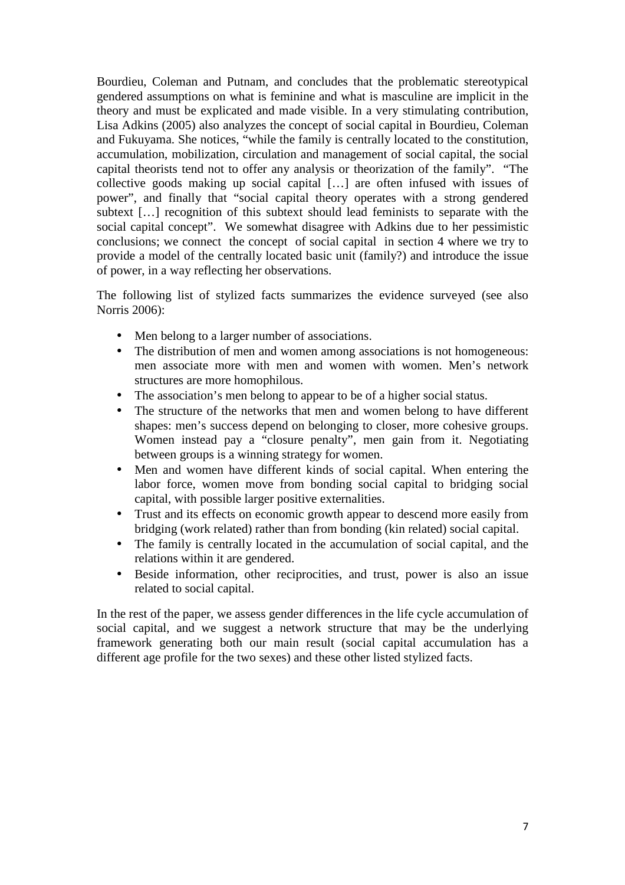Bourdieu, Coleman and Putnam, and concludes that the problematic stereotypical gendered assumptions on what is feminine and what is masculine are implicit in the theory and must be explicated and made visible. In a very stimulating contribution, Lisa Adkins (2005) also analyzes the concept of social capital in Bourdieu, Coleman and Fukuyama. She notices, "while the family is centrally located to the constitution, accumulation, mobilization, circulation and management of social capital, the social capital theorists tend not to offer any analysis or theorization of the family". "The collective goods making up social capital […] are often infused with issues of power", and finally that "social capital theory operates with a strong gendered subtext […] recognition of this subtext should lead feminists to separate with the social capital concept". We somewhat disagree with Adkins due to her pessimistic conclusions; we connect the concept of social capital in section 4 where we try to provide a model of the centrally located basic unit (family?) and introduce the issue of power, in a way reflecting her observations.

The following list of stylized facts summarizes the evidence surveyed (see also Norris 2006):

- Men belong to a larger number of associations.
- The distribution of men and women among associations is not homogeneous: men associate more with men and women with women. Men's network structures are more homophilous.
- The association's men belong to appear to be of a higher social status.
- The structure of the networks that men and women belong to have different shapes: men's success depend on belonging to closer, more cohesive groups. Women instead pay a "closure penalty", men gain from it. Negotiating between groups is a winning strategy for women.
- Men and women have different kinds of social capital. When entering the labor force, women move from bonding social capital to bridging social capital, with possible larger positive externalities.
- Trust and its effects on economic growth appear to descend more easily from bridging (work related) rather than from bonding (kin related) social capital.
- The family is centrally located in the accumulation of social capital, and the relations within it are gendered.
- Beside information, other reciprocities, and trust, power is also an issue related to social capital.

In the rest of the paper, we assess gender differences in the life cycle accumulation of social capital, and we suggest a network structure that may be the underlying framework generating both our main result (social capital accumulation has a different age profile for the two sexes) and these other listed stylized facts.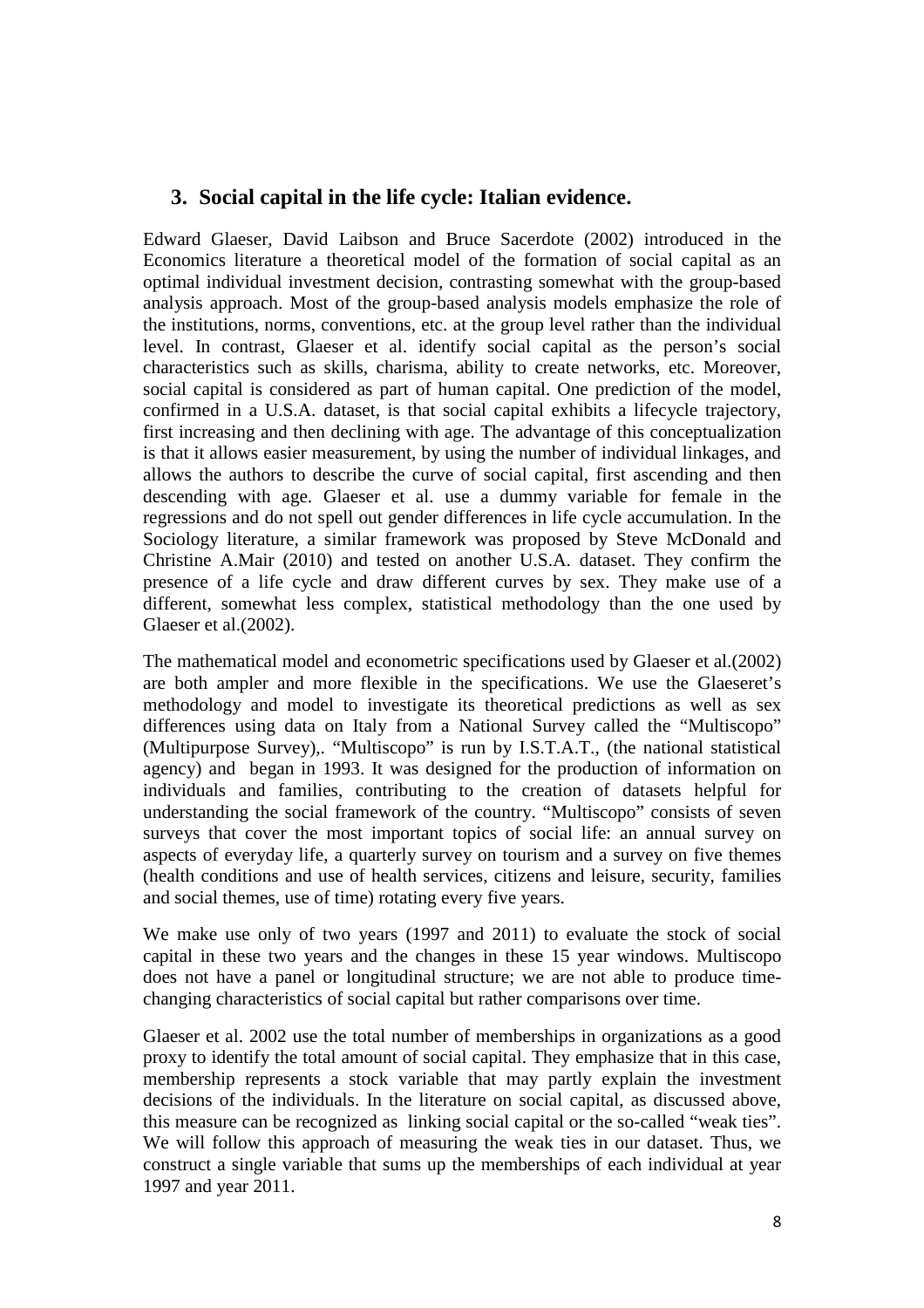## 3. Social capital in the life cycle: Italian evidence.

Edward Glaeser, David Laibson and Bruce Sacerdote (2002) introduced in the Economics literature a theoretical model of the formation of social capital as an optimal individual investment decision, contrasting somewhat with the group-based analysis approach. Most of the group-based analysis models emphasize the role of the institutions, norms, conventions, etc. at the group level rather than the individual level. In contrast, Glaeser et al. identify social capital as the person's social characteristics such as skills, charisma, ability to create networks, etc. Moreover, social capital is considered as part of human capital. One prediction of the model, confirmed in a U.S.A. dataset, is that social capital exhibits a lifecycle trajectory, first increasing and then declining with age. The advantage of this conceptualization is that it allows easier measurement, by using the number of individual linkages, and allows the authors to describe the curve of social capital, first ascending and then descending with age. Glaeser et al. use a dummy variable for female in the regressions and do not spell out gender differences in life cycle accumulation. In the Sociology literature, a similar framework was proposed by Steve McDonald and Christine A.Mair (2010) and tested on another U.S.A. dataset. They confirm the presence of a life cycle and draw different curves by sex. They make use of a different, somewhat less complex, statistical methodology than the one used by Glaeser et al.(2002).

The mathematical model and econometric specifications used by Glaeser et al.(2002) are both ampler and more flexible in the specifications. We use the Glaeseret's methodology and model to investigate its theoretical predictions as well as sex differences using data on Italy from a National Survey called the "Multiscopo" (Multipurpose Survey),. "Multiscopo" is run by I.S.T.A.T., (the national statistical agency) and began in 1993. It was designed for the production of information on individuals and families, contributing to the creation of datasets helpful for understanding the social framework of the country. "Multiscopo" consists of seven surveys that cover the most important topics of social life: an annual survey on aspects of everyday life, a quarterly survey on tourism and a survey on five themes (health conditions and use of health services, citizens and leisure, security, families and social themes, use of time) rotating every five years.

We make use only of two years (1997 and 2011) to evaluate the stock of social capital in these two years and the changes in these 15 year windows. Multiscopo does not have a panel or longitudinal structure; we are not able to produce time-changing characteristics of social capital but rather comparisons over time.

Glaeser et al. 2002 use the total number of memberships in organizations as a good proxy to identify the total amount of social capital. They emphasize that in this case, membership represents a stock variable that may partly explain the investment decisions of the individuals. In the literature on social capital, as discussed above, this measure can be recognized as linking social capital or the so-called "weak ties". We will follow this approach of measuring the weak ties in our dataset. Thus, we construct a single variable that sums up the memberships of each individual at year 1997 and year 2011.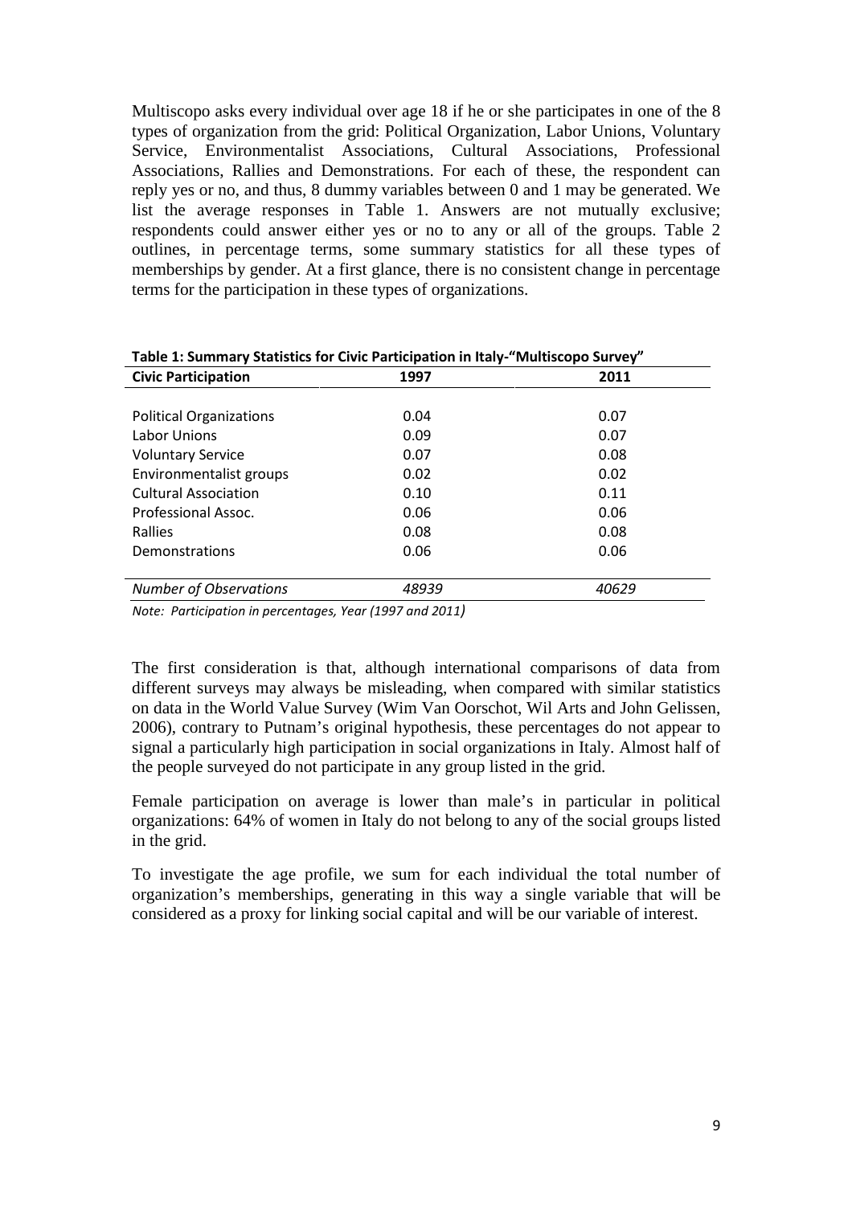Multiscopo asks every individual over age 18 if he or she participates in one of the 8 types of organization from the grid: Political Organization, Labor Unions, Voluntary Service, Environmentalist Associations, Cultural Associations, Professional Associations, Rallies and Demonstrations. For each of these, the respondent can reply yes or no, and thus, 8 dummy variables between 0 and 1 may be generated. We list the average responses in Table 1. Answers are not mutually exclusive; respondents could answer either yes or no to any or all of the groups. Table 2 outlines, in percentage terms, some summary statistics for all these types of memberships by gender. At a first glance, there is no consistent change in percentage terms for the participation in these types of organizations.

**Table 1: Summary Statistics for Civic Participation in Italy-"Multiscopo Survey"**

| Civic Participation | 1997 | 2011 |
|---|---|---|
| Political Organizations | 0.04 | 0.07 |
| Labor Unions | 0.09 | 0.07 |
| Voluntary Service | 0.07 | 0.08 |
| Environmentalist groups | 0.02 | 0.02 |
| Cultural Association | 0.10 | 0.11 |
| Professional Assoc. | 0.06 | 0.06 |
| Rallies | 0.08 | 0.08 |
| Demonstrations | 0.06 | 0.06 |
| *Number of Observations* | *48939* | *40629* |

*Note: Participation in percentages, Year (1997 and 2011)*

The first consideration is that, although international comparisons of data from different surveys may always be misleading, when compared with similar statistics on data in the World Value Survey (Wim Van Oorschot, Wil Arts and John Gelissen, 2006), contrary to Putnam's original hypothesis, these percentages do not appear to signal a particularly high participation in social organizations in Italy. Almost half of the people surveyed do not participate in any group listed in the grid.

Female participation on average is lower than male's in particular in political organizations: 64% of women in Italy do not belong to any of the social groups listed in the grid.

To investigate the age profile, we sum for each individual the total number of organization's memberships, generating in this way a single variable that will be considered as a proxy for linking social capital and will be our variable of interest.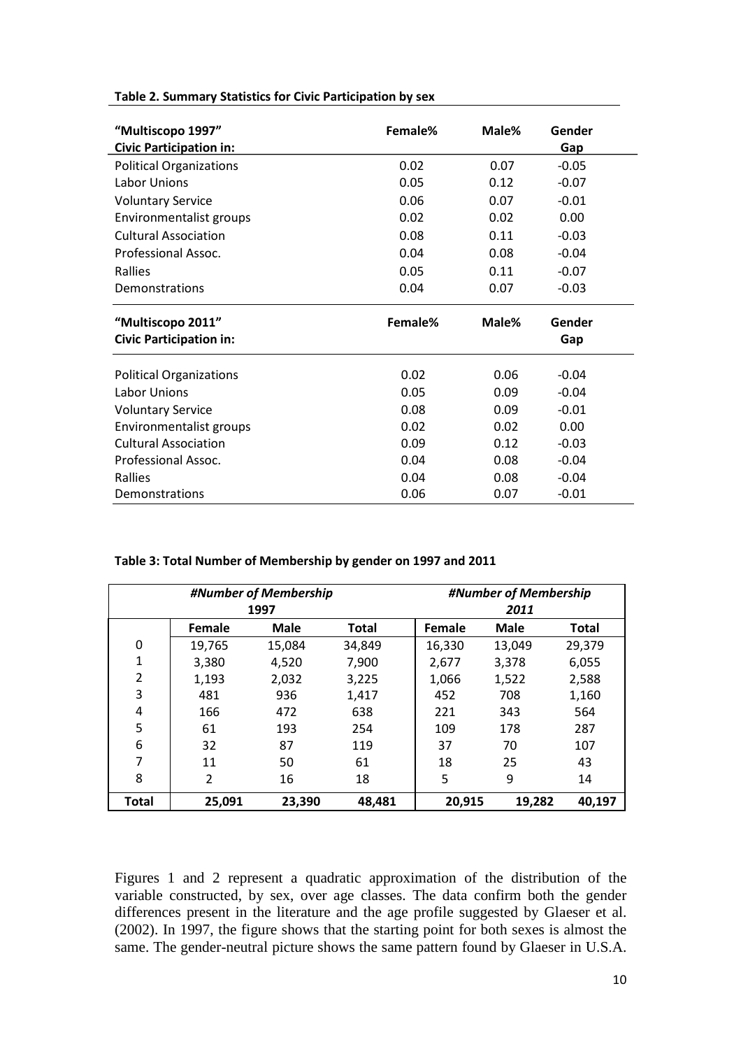**Table 2. Summary Statistics for Civic Participation by sex**

| "Multiscopo 1997" Civic Participation in: | Female% | Male% | Gender Gap |
|---|---|---|---|
| Political Organizations | 0.02 | 0.07 | -0.05 |
| Labor Unions | 0.05 | 0.12 | -0.07 |
| Voluntary Service | 0.06 | 0.07 | -0.01 |
| Environmentalist groups | 0.02 | 0.02 | 0.00 |
| Cultural Association | 0.08 | 0.11 | -0.03 |
| Professional Assoc. | 0.04 | 0.08 | -0.04 |
| Rallies | 0.05 | 0.11 | -0.07 |
| Demonstrations | 0.04 | 0.07 | -0.03 |
| **"Multiscopo 2011" Civic Participation in:** | **Female%** | **Male%** | **Gender Gap** |
| Political Organizations | 0.02 | 0.06 | -0.04 |
| Labor Unions | 0.05 | 0.09 | -0.04 |
| Voluntary Service | 0.08 | 0.09 | -0.01 |
| Environmentalist groups | 0.02 | 0.02 | 0.00 |
| Cultural Association | 0.09 | 0.12 | -0.03 |
| Professional Assoc. | 0.04 | 0.08 | -0.04 |
| Rallies | 0.04 | 0.08 | -0.04 |
| Demonstrations | 0.06 | 0.07 | -0.01 |

**Table 3: Total Number of Membership by gender on 1997 and 2011**

| | *#Number of Membership 1997* | | | *#Number of Membership 2011* | | |
|---|---|---|---|---|---|---|
| | **Female** | **Male** | **Total** | **Female** | **Male** | **Total** |
| 0 | 19,765 | 15,084 | 34,849 | 16,330 | 13,049 | 29,379 |
| 1 | 3,380 | 4,520 | 7,900 | 2,677 | 3,378 | 6,055 |
| 2 | 1,193 | 2,032 | 3,225 | 1,066 | 1,522 | 2,588 |
| 3 | 481 | 936 | 1,417 | 452 | 708 | 1,160 |
| 4 | 166 | 472 | 638 | 221 | 343 | 564 |
| 5 | 61 | 193 | 254 | 109 | 178 | 287 |
| 6 | 32 | 87 | 119 | 37 | 70 | 107 |
| 7 | 11 | 50 | 61 | 18 | 25 | 43 |
| 8 | 2 | 16 | 18 | 5 | 9 | 14 |
| **Total** | **25,091** | **23,390** | **48,481** | **20,915** | **19,282** | **40,197** |

Figures 1 and 2 represent a quadratic approximation of the distribution of the variable constructed, by sex, over age classes. The data confirm both the gender differences present in the literature and the age profile suggested by Glaeser et al. (2002). In 1997, the figure shows that the starting point for both sexes is almost the same. The gender-neutral picture shows the same pattern found by Glaeser in U.S.A.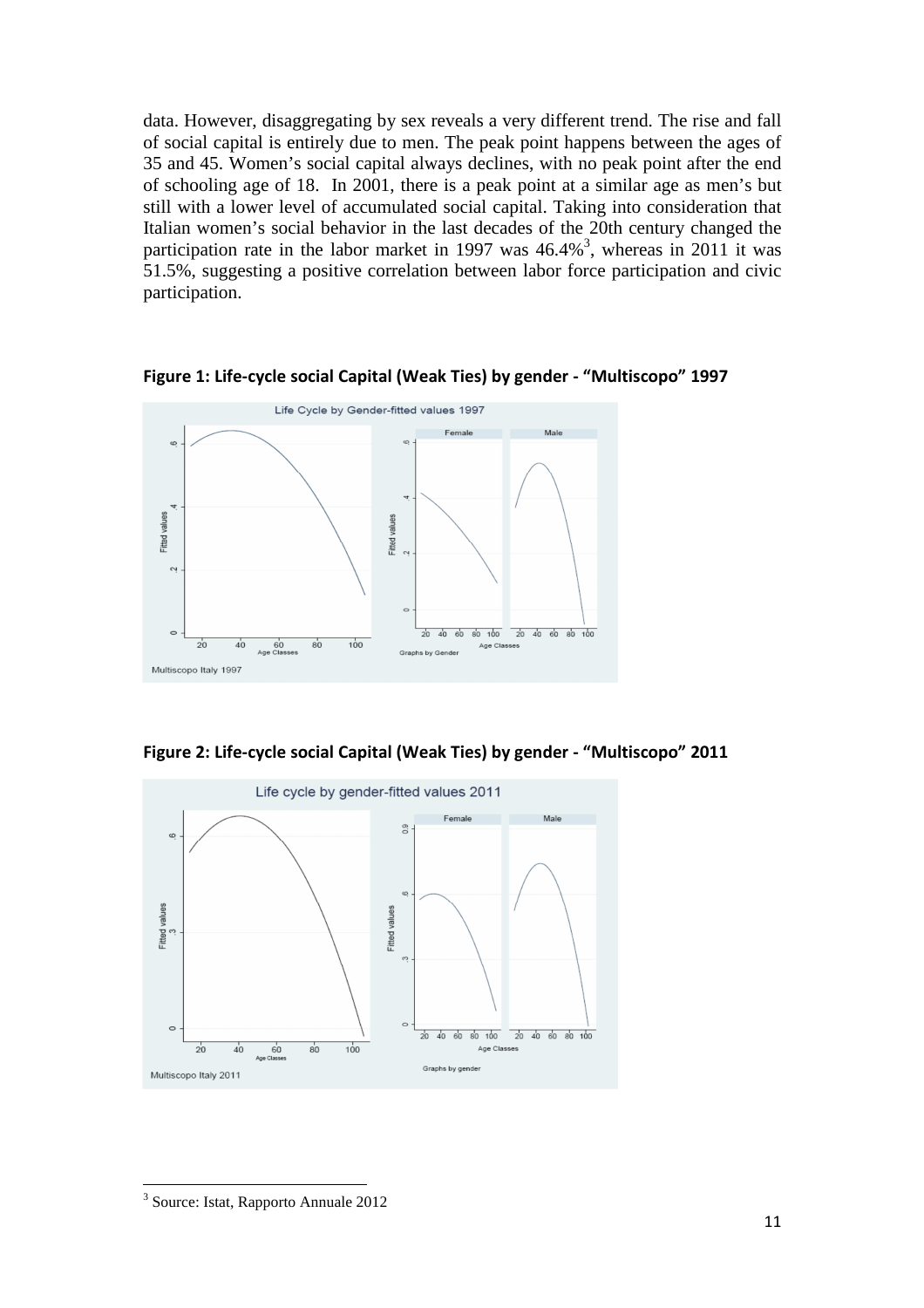data. However, disaggregating by sex reveals a very different trend. The rise and fall of social capital is entirely due to men. The peak point happens between the ages of 35 and 45. Women's social capital always declines, with no peak point after the end of schooling age of 18. In 2001, there is a peak point at a similar age as men's but still with a lower level of accumulated social capital. Taking into consideration that Italian women's social behavior in the last decades of the 20th century changed the participation rate in the labor market in 1997 was 46.4%[3], whereas in 2011 it was 51.5%, suggesting a positive correlation between labor force participation and civic participation.

**Figure 1: Life-cycle social Capital (Weak Ties) by gender - "Multiscopo" 1997**

**Figure 2: Life-cycle social Capital (Weak Ties) by gender - "Multiscopo" 2011**

[3] Source: Istat, Rapporto Annuale 2012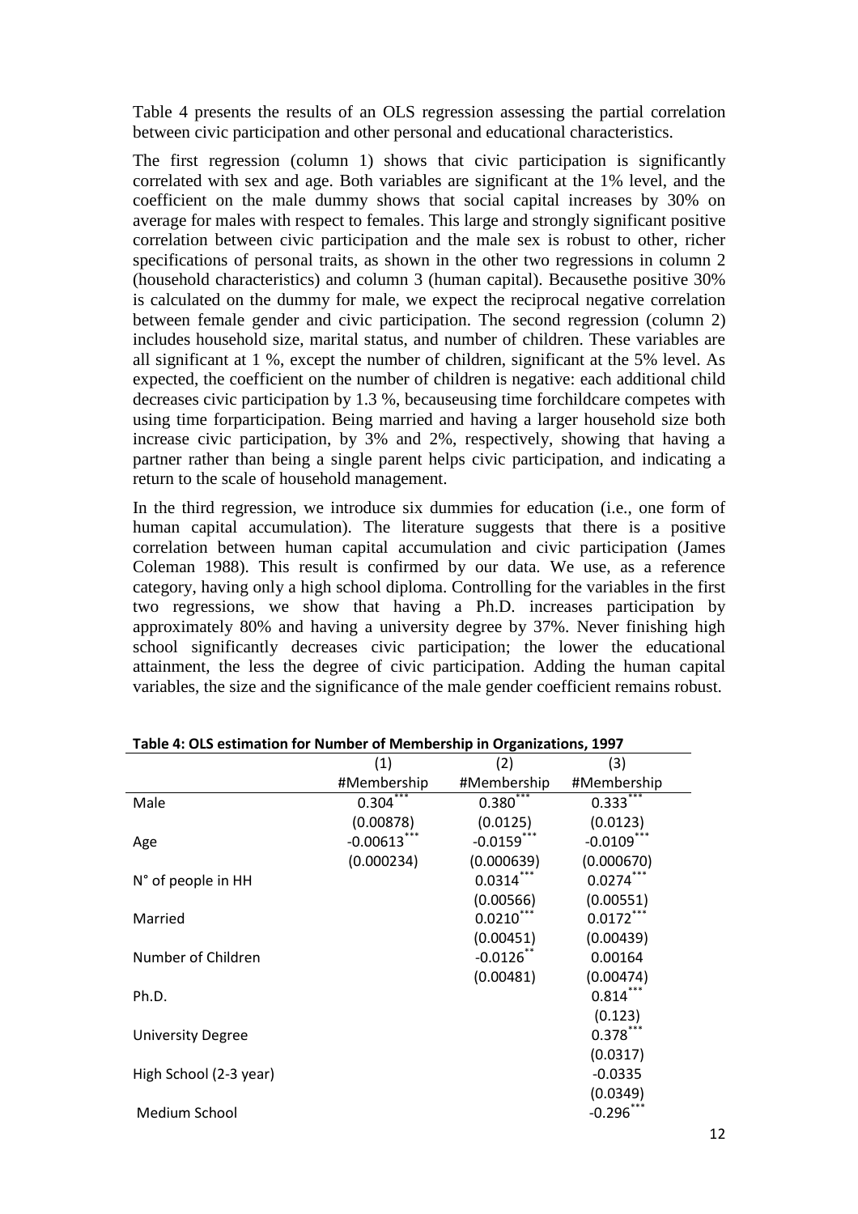Table 4 presents the results of an OLS regression assessing the partial correlation between civic participation and other personal and educational characteristics.

The first regression (column 1) shows that civic participation is significantly correlated with sex and age. Both variables are significant at the 1% level, and the coefficient on the male dummy shows that social capital increases by 30% on average for males with respect to females. This large and strongly significant positive correlation between civic participation and the male sex is robust to other, richer specifications of personal traits, as shown in the other two regressions in column 2 (household characteristics) and column 3 (human capital). Becausethe positive 30% is calculated on the dummy for male, we expect the reciprocal negative correlation between female gender and civic participation. The second regression (column 2) includes household size, marital status, and number of children. These variables are all significant at 1 %, except the number of children, significant at the 5% level. As expected, the coefficient on the number of children is negative: each additional child decreases civic participation by 1.3 %, becauseusing time forchildcare competes with using time forparticipation. Being married and having a larger household size both increase civic participation, by 3% and 2%, respectively, showing that having a partner rather than being a single parent helps civic participation, and indicating a return to the scale of household management.

In the third regression, we introduce six dummies for education (i.e., one form of human capital accumulation). The literature suggests that there is a positive correlation between human capital accumulation and civic participation (James Coleman 1988). This result is confirmed by our data. We use, as a reference category, having only a high school diploma. Controlling for the variables in the first two regressions, we show that having a Ph.D. increases participation by approximately 80% and having a university degree by 37%. Never finishing high school significantly decreases civic participation; the lower the educational attainment, the less the degree of civic participation. Adding the human capital variables, the size and the significance of the male gender coefficient remains robust.

**Table 4: OLS estimation for Number of Membership in Organizations, 1997**

| | (1) | (2) | (3) |
|---|---|---|---|
| | #Membership | #Membership | #Membership |
| Male | 0.304*** | 0.380*** | 0.333*** |
| | (0.00878) | (0.0125) | (0.0123) |
| Age | -0.00613*** | -0.0159*** | -0.0109*** |
| | (0.000234) | (0.000639) | (0.000670) |
| N° of people in HH | | 0.0314*** | 0.0274*** |
| | | (0.00566) | (0.00551) |
| Married | | 0.0210*** | 0.0172*** |
| | | (0.00451) | (0.00439) |
| Number of Children | | -0.0126** | 0.00164 |
| | | (0.00481) | (0.00474) |
| Ph.D. | | | 0.814*** |
| | | | (0.123) |
| University Degree | | | 0.378*** |
| | | | (0.0317) |
| High School (2-3 year) | | | -0.0335 |
| | | | (0.0349) |
| Medium School | | | -0.296*** |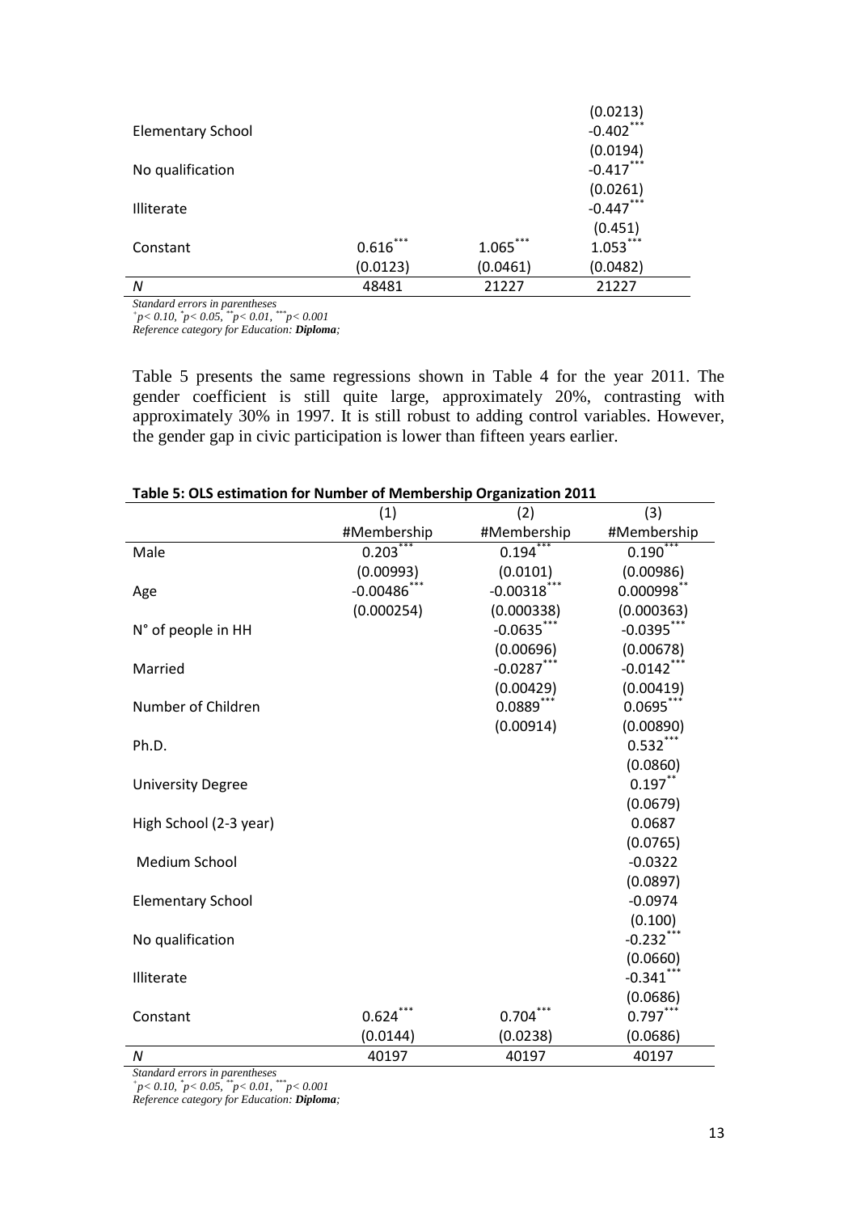| | | | (0.0213) |
|---|---|---|---|
| Elementary School | | | -0.402*** |
| | | | (0.0194) |
| No qualification | | | -0.417*** |
| | | | (0.0261) |
| Illiterate | | | -0.447*** |
| | | | (0.451) |
| Constant | 0.616*** | 1.065*** | 1.053*** |
| | (0.0123) | (0.0461) | (0.0482) |
| *N* | 48481 | 21227 | 21227 |

*Standard errors in parentheses*
*$^{+}p < 0.10$, $^{*}p < 0.05$, $^{**}p < 0.01$, $^{***}p < 0.001$*
*Reference category for Education:* ***Diploma****;*

Table 5 presents the same regressions shown in Table 4 for the year 2011. The gender coefficient is still quite large, approximately 20%, contrasting with approximately 30% in 1997. It is still robust to adding control variables. However, the gender gap in civic participation is lower than fifteen years earlier.

**Table 5: OLS estimation for Number of Membership Organization 2011**

| | (1) | (2) | (3) |
|---|---|---|---|
| | #Membership | #Membership | #Membership |
| Male | 0.203*** | 0.194*** | 0.190*** |
| | (0.00993) | (0.0101) | (0.00986) |
| Age | -0.00486*** | -0.00318*** | 0.000998** |
| | (0.000254) | (0.000338) | (0.000363) |
| N° of people in HH | | -0.0635*** | -0.0395*** |
| | | (0.00696) | (0.00678) |
| Married | | -0.0287*** | -0.0142*** |
| | | (0.00429) | (0.00419) |
| Number of Children | | 0.0889*** | 0.0695*** |
| | | (0.00914) | (0.00890) |
| Ph.D. | | | 0.532*** |
| | | | (0.0860) |
| University Degree | | | 0.197** |
| | | | (0.0679) |
| High School (2-3 year) | | | 0.0687 |
| | | | (0.0765) |
| Medium School | | | -0.0322 |
| | | | (0.0897) |
| Elementary School | | | -0.0974 |
| | | | (0.100) |
| No qualification | | | -0.232*** |
| | | | (0.0660) |
| Illiterate | | | -0.341*** |
| | | | (0.0686) |
| Constant | 0.624*** | 0.704*** | 0.797*** |
| | (0.0144) | (0.0238) | (0.0686) |
| *N* | 40197 | 40197 | 40197 |

*Standard errors in parentheses*
*$^{+}p < 0.10$, $^{*}p < 0.05$, $^{**}p < 0.01$, $^{***}p < 0.001$*
*Reference category for Education:* ***Diploma****;*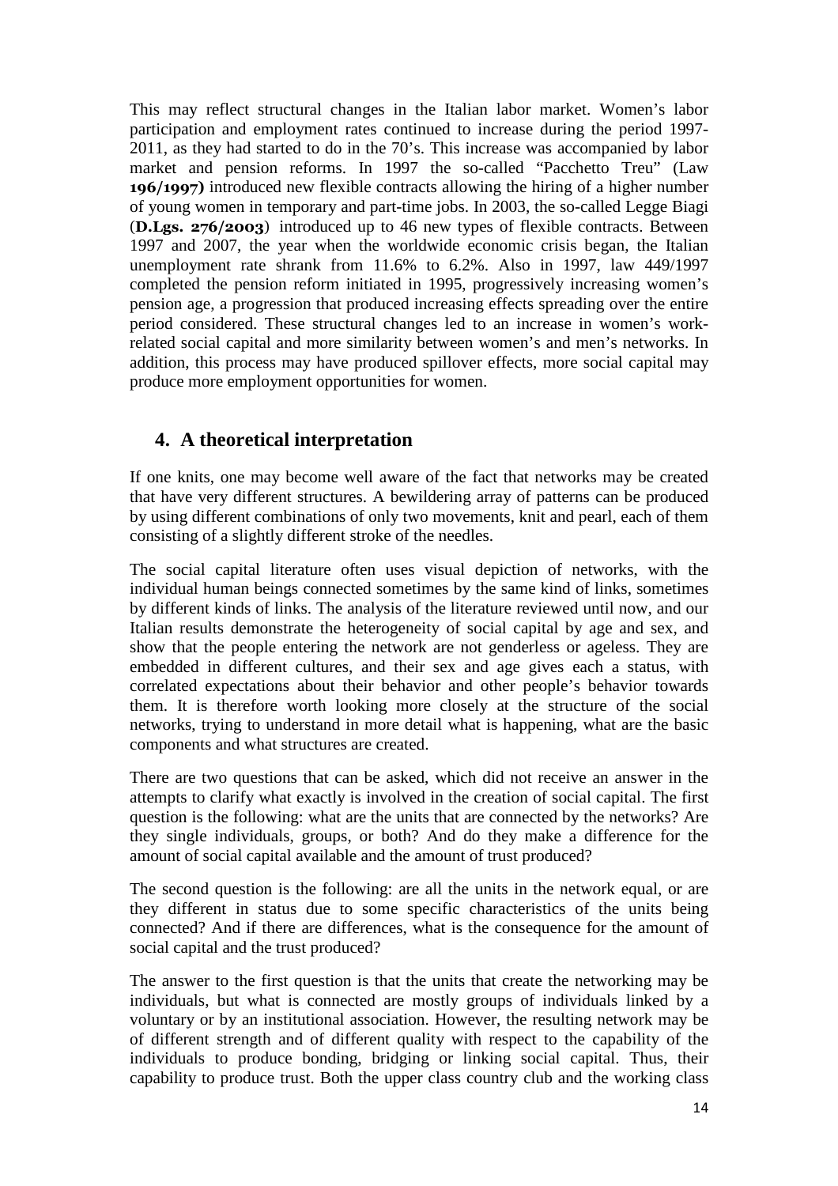This may reflect structural changes in the Italian labor market. Women's labor participation and employment rates continued to increase during the period 1997-2011, as they had started to do in the 70's. This increase was accompanied by labor market and pension reforms. In 1997 the so-called "Pacchetto Treu" (Law **196/1997)** introduced new flexible contracts allowing the hiring of a higher number of young women in temporary and part-time jobs. In 2003, the so-called Legge Biagi (**D.Lgs. 276/2003**) introduced up to 46 new types of flexible contracts. Between 1997 and 2007, the year when the worldwide economic crisis began, the Italian unemployment rate shrank from 11.6% to 6.2%. Also in 1997, law 449/1997 completed the pension reform initiated in 1995, progressively increasing women's pension age, a progression that produced increasing effects spreading over the entire period considered. These structural changes led to an increase in women's work-related social capital and more similarity between women's and men's networks. In addition, this process may have produced spillover effects, more social capital may produce more employment opportunities for women.

## 4. A theoretical interpretation

If one knits, one may become well aware of the fact that networks may be created that have very different structures. A bewildering array of patterns can be produced by using different combinations of only two movements, knit and pearl, each of them consisting of a slightly different stroke of the needles.

The social capital literature often uses visual depiction of networks, with the individual human beings connected sometimes by the same kind of links, sometimes by different kinds of links. The analysis of the literature reviewed until now, and our Italian results demonstrate the heterogeneity of social capital by age and sex, and show that the people entering the network are not genderless or ageless. They are embedded in different cultures, and their sex and age gives each a status, with correlated expectations about their behavior and other people's behavior towards them. It is therefore worth looking more closely at the structure of the social networks, trying to understand in more detail what is happening, what are the basic components and what structures are created.

There are two questions that can be asked, which did not receive an answer in the attempts to clarify what exactly is involved in the creation of social capital. The first question is the following: what are the units that are connected by the networks? Are they single individuals, groups, or both? And do they make a difference for the amount of social capital available and the amount of trust produced?

The second question is the following: are all the units in the network equal, or are they different in status due to some specific characteristics of the units being connected? And if there are differences, what is the consequence for the amount of social capital and the trust produced?

The answer to the first question is that the units that create the networking may be individuals, but what is connected are mostly groups of individuals linked by a voluntary or by an institutional association. However, the resulting network may be of different strength and of different quality with respect to the capability of the individuals to produce bonding, bridging or linking social capital. Thus, their capability to produce trust. Both the upper class country club and the working class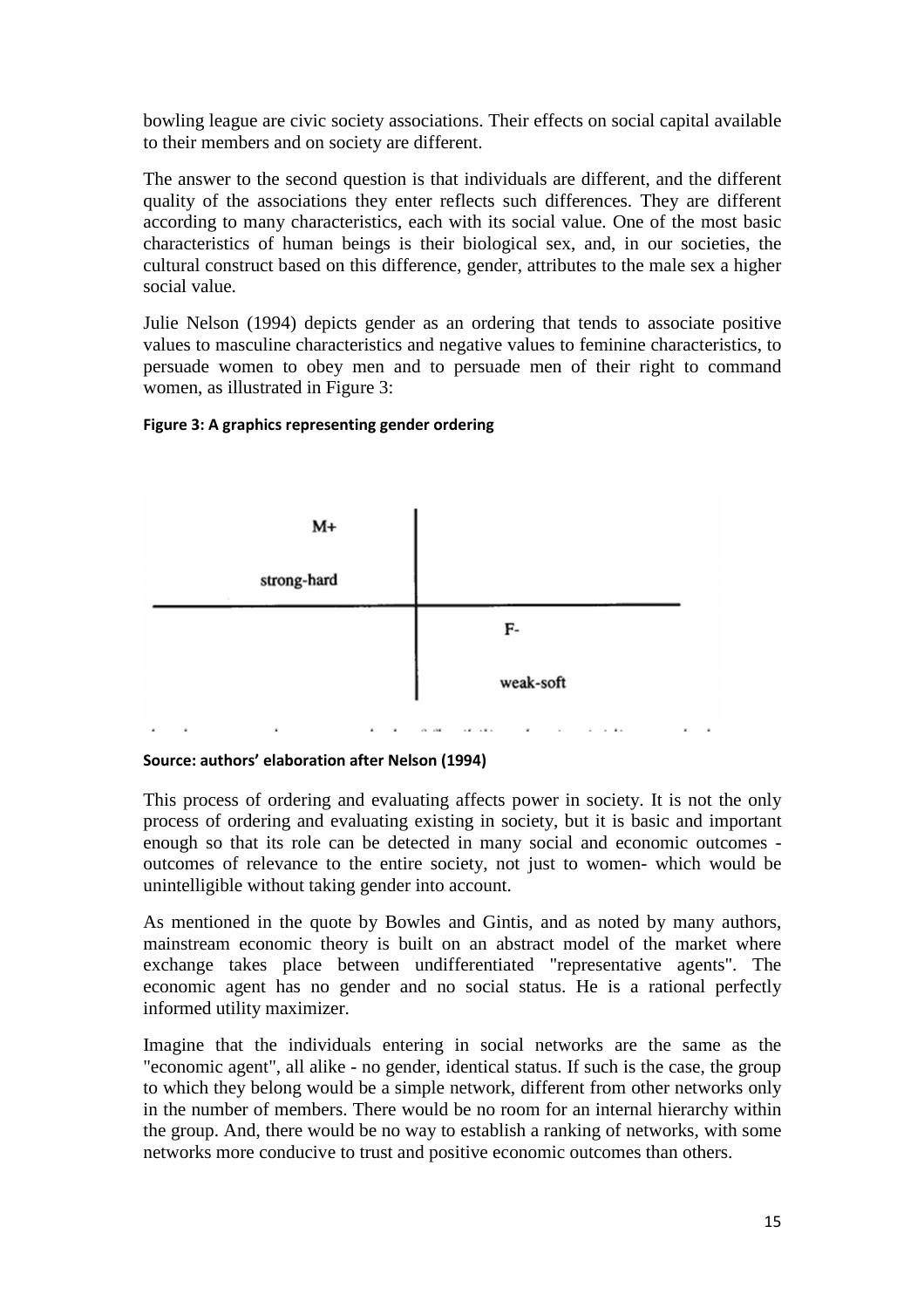bowling league are civic society associations. Their effects on social capital available to their members and on society are different.

The answer to the second question is that individuals are different, and the different quality of the associations they enter reflects such differences. They are different according to many characteristics, each with its social value. One of the most basic characteristics of human beings is their biological sex, and, in our societies, the cultural construct based on this difference, gender, attributes to the male sex a higher social value.

Julie Nelson (1994) depicts gender as an ordering that tends to associate positive values to masculine characteristics and negative values to feminine characteristics, to persuade women to obey men and to persuade men of their right to command women, as illustrated in Figure 3:

**Figure 3: A graphics representing gender ordering**

| M+ strong-hard | |
|---|---|
| | F- weak-soft |

**Source: authors' elaboration after Nelson (1994)**

This process of ordering and evaluating affects power in society. It is not the only process of ordering and evaluating existing in society, but it is basic and important enough so that its role can be detected in many social and economic outcomes - outcomes of relevance to the entire society, not just to women- which would be unintelligible without taking gender into account.

As mentioned in the quote by Bowles and Gintis, and as noted by many authors, mainstream economic theory is built on an abstract model of the market where exchange takes place between undifferentiated "representative agents". The economic agent has no gender and no social status. He is a rational perfectly informed utility maximizer.

Imagine that the individuals entering in social networks are the same as the "economic agent", all alike - no gender, identical status. If such is the case, the group to which they belong would be a simple network, different from other networks only in the number of members. There would be no room for an internal hierarchy within the group. And, there would be no way to establish a ranking of networks, with some networks more conducive to trust and positive economic outcomes than others.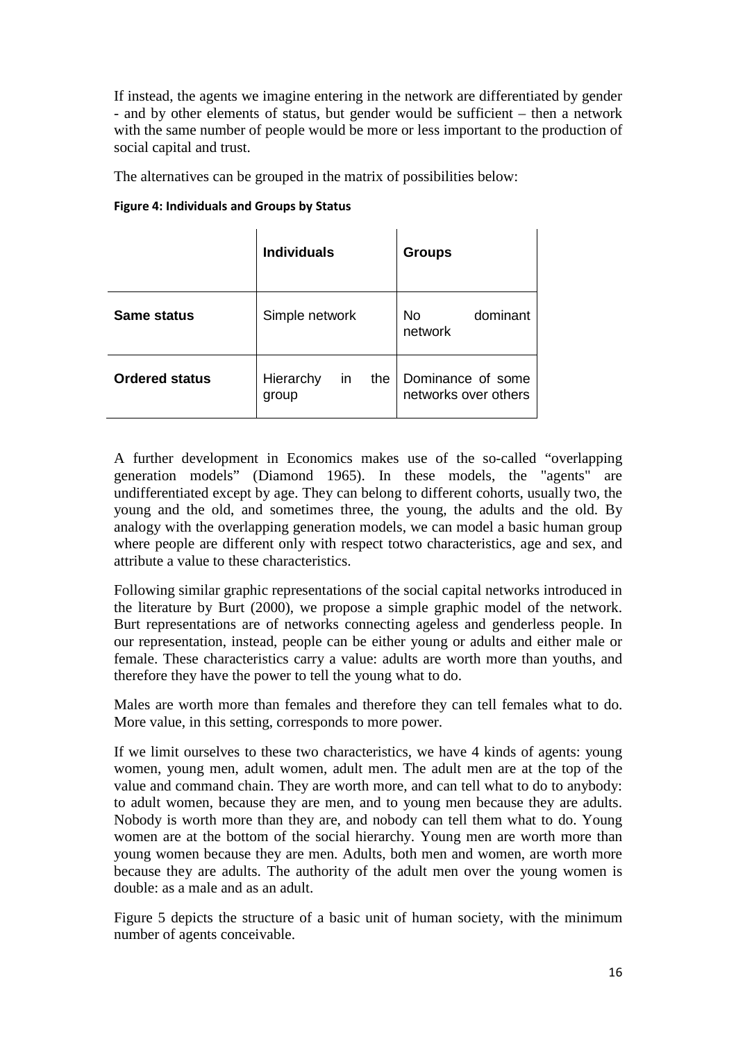If instead, the agents we imagine entering in the network are differentiated by gender - and by other elements of status, but gender would be sufficient – then a network with the same number of people would be more or less important to the production of social capital and trust.

The alternatives can be grouped in the matrix of possibilities below:

**Figure 4: Individuals and Groups by Status**

| | **Individuals** | **Groups** |
|---|---|---|
| **Same status** | Simple network | No dominant network |
| **Ordered status** | Hierarchy in the group | Dominance of some networks over others |

A further development in Economics makes use of the so-called "overlapping generation models" (Diamond 1965). In these models, the "agents" are undifferentiated except by age. They can belong to different cohorts, usually two, the young and the old, and sometimes three, the young, the adults and the old. By analogy with the overlapping generation models, we can model a basic human group where people are different only with respect totwo characteristics, age and sex, and attribute a value to these characteristics.

Following similar graphic representations of the social capital networks introduced in the literature by Burt (2000), we propose a simple graphic model of the network. Burt representations are of networks connecting ageless and genderless people. In our representation, instead, people can be either young or adults and either male or female. These characteristics carry a value: adults are worth more than youths, and therefore they have the power to tell the young what to do.

Males are worth more than females and therefore they can tell females what to do. More value, in this setting, corresponds to more power.

If we limit ourselves to these two characteristics, we have 4 kinds of agents: young women, young men, adult women, adult men. The adult men are at the top of the value and command chain. They are worth more, and can tell what to do to anybody: to adult women, because they are men, and to young men because they are adults. Nobody is worth more than they are, and nobody can tell them what to do. Young women are at the bottom of the social hierarchy. Young men are worth more than young women because they are men. Adults, both men and women, are worth more because they are adults. The authority of the adult men over the young women is double: as a male and as an adult.

Figure 5 depicts the structure of a basic unit of human society, with the minimum number of agents conceivable.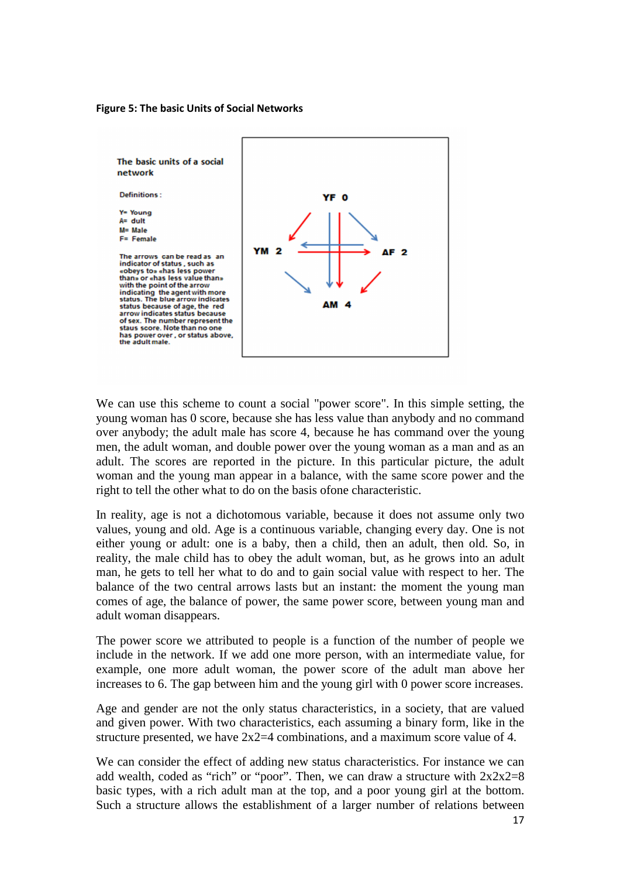**Figure 5: The basic Units of Social Networks**

The basic units of a social network

Definitions :

Y= Young
A= dult
M= Male
F= Female

The arrows can be read as an indicator of status , such as «obeys to» «has less power than» or «has less value than» with the point of the arrow indicating the agent with more status. The blue arrow indicates status because of age, the red arrow indicates status because of sex. The number represent the staus score. Note than no one has power over , or status above, the adult male.

YF 0

YM 2

AF 2

AM 4

We can use this scheme to count a social "power score". In this simple setting, the young woman has 0 score, because she has less value than anybody and no command over anybody; the adult male has score 4, because he has command over the young men, the adult woman, and double power over the young woman as a man and as an adult. The scores are reported in the picture. In this particular picture, the adult woman and the young man appear in a balance, with the same score power and the right to tell the other what to do on the basis ofone characteristic.

In reality, age is not a dichotomous variable, because it does not assume only two values, young and old. Age is a continuous variable, changing every day. One is not either young or adult: one is a baby, then a child, then an adult, then old. So, in reality, the male child has to obey the adult woman, but, as he grows into an adult man, he gets to tell her what to do and to gain social value with respect to her. The balance of the two central arrows lasts but an instant: the moment the young man comes of age, the balance of power, the same power score, between young man and adult woman disappears.

The power score we attributed to people is a function of the number of people we include in the network. If we add one more person, with an intermediate value, for example, one more adult woman, the power score of the adult man above her increases to 6. The gap between him and the young girl with 0 power score increases.

Age and gender are not the only status characteristics, in a society, that are valued and given power. With two characteristics, each assuming a binary form, like in the structure presented, we have 2x2=4 combinations, and a maximum score value of 4.

We can consider the effect of adding new status characteristics. For instance we can add wealth, coded as "rich" or "poor". Then, we can draw a structure with 2x2x2=8 basic types, with a rich adult man at the top, and a poor young girl at the bottom. Such a structure allows the establishment of a larger number of relations between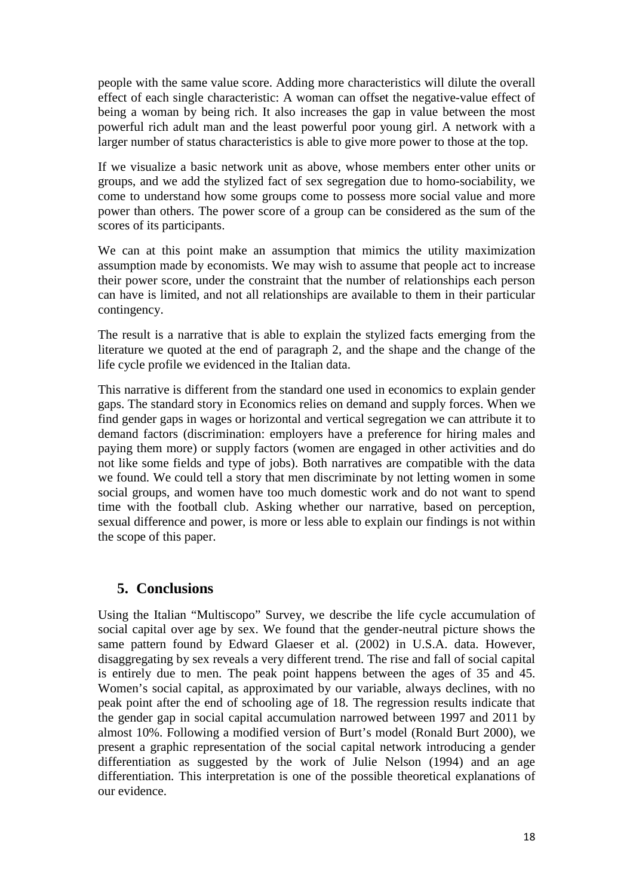people with the same value score. Adding more characteristics will dilute the overall effect of each single characteristic: A woman can offset the negative-value effect of being a woman by being rich. It also increases the gap in value between the most powerful rich adult man and the least powerful poor young girl. A network with a larger number of status characteristics is able to give more power to those at the top.

If we visualize a basic network unit as above, whose members enter other units or groups, and we add the stylized fact of sex segregation due to homo-sociability, we come to understand how some groups come to possess more social value and more power than others. The power score of a group can be considered as the sum of the scores of its participants.

We can at this point make an assumption that mimics the utility maximization assumption made by economists. We may wish to assume that people act to increase their power score, under the constraint that the number of relationships each person can have is limited, and not all relationships are available to them in their particular contingency.

The result is a narrative that is able to explain the stylized facts emerging from the literature we quoted at the end of paragraph 2, and the shape and the change of the life cycle profile we evidenced in the Italian data.

This narrative is different from the standard one used in economics to explain gender gaps. The standard story in Economics relies on demand and supply forces. When we find gender gaps in wages or horizontal and vertical segregation we can attribute it to demand factors (discrimination: employers have a preference for hiring males and paying them more) or supply factors (women are engaged in other activities and do not like some fields and type of jobs). Both narratives are compatible with the data we found. We could tell a story that men discriminate by not letting women in some social groups, and women have too much domestic work and do not want to spend time with the football club. Asking whether our narrative, based on perception, sexual difference and power, is more or less able to explain our findings is not within the scope of this paper.

## 5. Conclusions

Using the Italian "Multiscopo" Survey, we describe the life cycle accumulation of social capital over age by sex. We found that the gender-neutral picture shows the same pattern found by Edward Glaeser et al. (2002) in U.S.A. data. However, disaggregating by sex reveals a very different trend. The rise and fall of social capital is entirely due to men. The peak point happens between the ages of 35 and 45. Women's social capital, as approximated by our variable, always declines, with no peak point after the end of schooling age of 18. The regression results indicate that the gender gap in social capital accumulation narrowed between 1997 and 2011 by almost 10%. Following a modified version of Burt's model (Ronald Burt 2000), we present a graphic representation of the social capital network introducing a gender differentiation as suggested by the work of Julie Nelson (1994) and an age differentiation. This interpretation is one of the possible theoretical explanations of our evidence.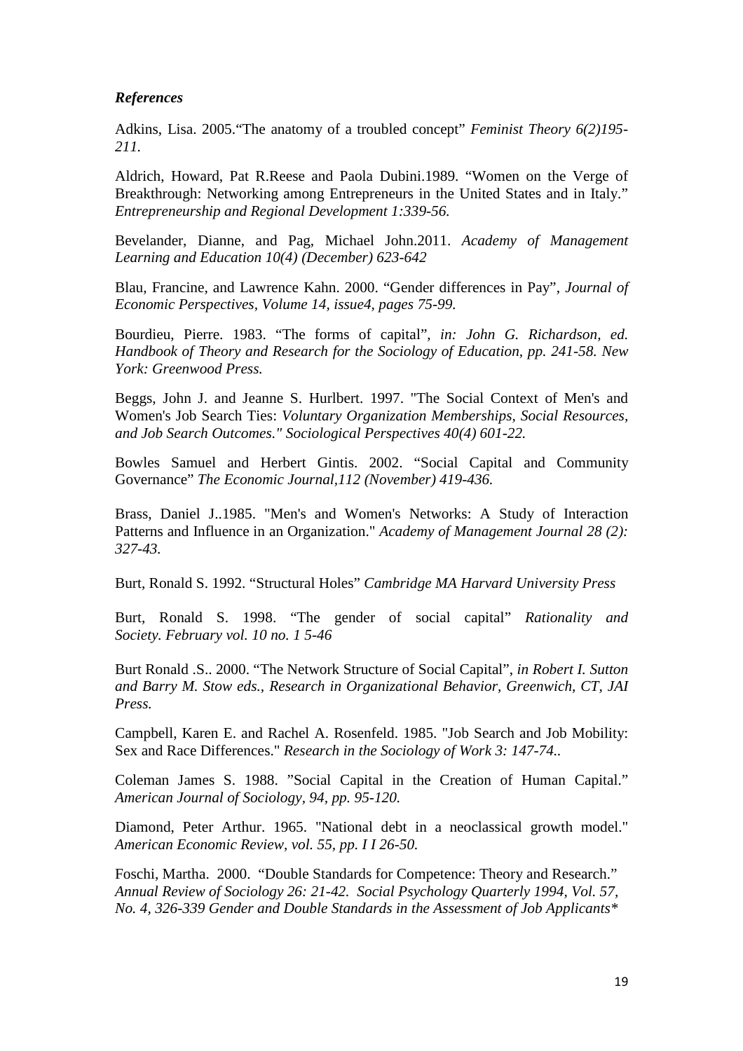### *References*

Adkins, Lisa. 2005."The anatomy of a troubled concept" *Feminist Theory 6(2)195-211.*

Aldrich, Howard, Pat R.Reese and Paola Dubini.1989. "Women on the Verge of Breakthrough: Networking among Entrepreneurs in the United States and in Italy." *Entrepreneurship and Regional Development 1:339-56.*

Bevelander, Dianne, and Pag, Michael John.2011. *Academy of Management Learning and Education 10(4) (December) 623-642*

Blau, Francine, and Lawrence Kahn. 2000. "Gender differences in Pay", *Journal of Economic Perspectives, Volume 14, issue4, pages 75-99.*

Bourdieu, Pierre. 1983. "The forms of capital", *in: John G. Richardson, ed. Handbook of Theory and Research for the Sociology of Education, pp. 241-58. New York: Greenwood Press.*

Beggs, John J. and Jeanne S. Hurlbert. 1997. "The Social Context of Men's and Women's Job Search Ties: *Voluntary Organization Memberships, Social Resources, and Job Search Outcomes." Sociological Perspectives 40(4) 601-22.*

Bowles Samuel and Herbert Gintis. 2002. "Social Capital and Community Governance" *The Economic Journal,112 (November) 419-436.*

Brass, Daniel J..1985. "Men's and Women's Networks: A Study of Interaction Patterns and Influence in an Organization." *Academy of Management Journal 28 (2): 327-43.*

Burt, Ronald S. 1992. "Structural Holes" *Cambridge MA Harvard University Press*

Burt, Ronald S. 1998. "The gender of social capital" *Rationality and Society. February vol. 10 no. 1 5-46*

Burt Ronald .S.. 2000. "The Network Structure of Social Capital", *in Robert I. Sutton and Barry M. Stow eds., Research in Organizational Behavior, Greenwich, CT, JAI Press.*

Campbell, Karen E. and Rachel A. Rosenfeld. 1985. "Job Search and Job Mobility: Sex and Race Differences." *Research in the Sociology of Work 3: 147-74..*

Coleman James S. 1988. "Social Capital in the Creation of Human Capital." *American Journal of Sociology, 94, pp. 95-120.*

Diamond, Peter Arthur. 1965. "National debt in a neoclassical growth model." *American Economic Review, vol. 55, pp. I I 26-50.*

Foschi, Martha. 2000. "Double Standards for Competence: Theory and Research." *Annual Review of Sociology 26: 21-42. Social Psychology Quarterly 1994, Vol. 57, No. 4, 326-339 Gender and Double Standards in the Assessment of Job Applicants**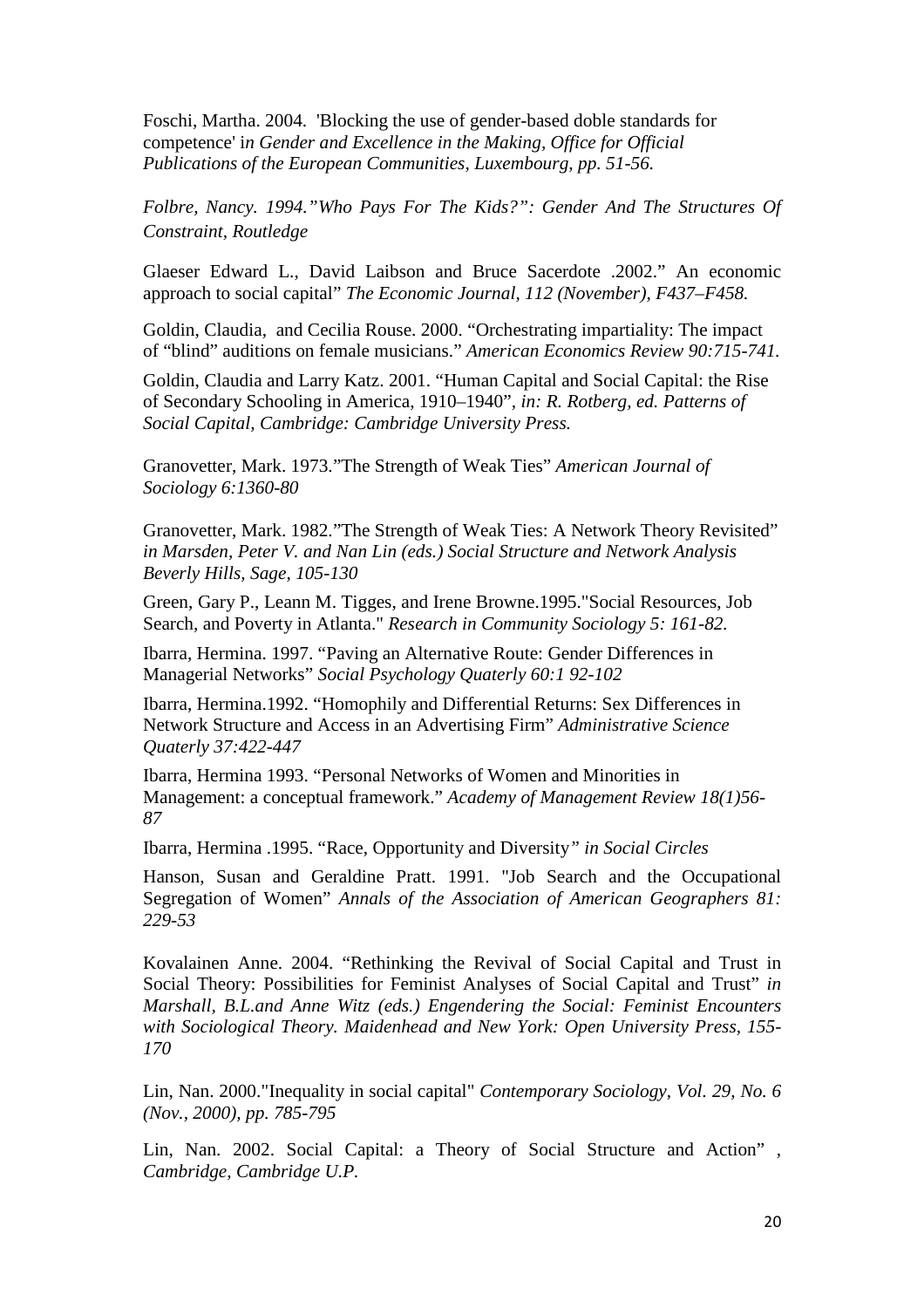Foschi, Martha. 2004. 'Blocking the use of gender-based doble standards for competence' i*n Gender and Excellence in the Making, Office for Official Publications of the European Communities, Luxembourg, pp. 51-56.*

*Folbre, Nancy. 1994."Who Pays For The Kids?": Gender And The Structures Of Constraint, Routledge*

Glaeser Edward L., David Laibson and Bruce Sacerdote .2002." An economic approach to social capital" *The Economic Journal, 112 (November), F437–F458.*

Goldin, Claudia, and Cecilia Rouse. 2000. "Orchestrating impartiality: The impact of "blind" auditions on female musicians." *American Economics Review 90:715-741.*

Goldin, Claudia and Larry Katz. 2001. "Human Capital and Social Capital: the Rise of Secondary Schooling in America, 1910–1940", *in: R. Rotberg, ed. Patterns of Social Capital, Cambridge: Cambridge University Press.*

Granovetter, Mark. 1973."The Strength of Weak Ties" *American Journal of Sociology 6:1360-80*

Granovetter, Mark. 1982."The Strength of Weak Ties: A Network Theory Revisited" *in Marsden, Peter V. and Nan Lin (eds.) Social Structure and Network Analysis Beverly Hills, Sage, 105-130*

Green, Gary P., Leann M. Tigges, and Irene Browne.1995."Social Resources, Job Search, and Poverty in Atlanta." *Research in Community Sociology 5: 161-82.*

Ibarra, Hermina. 1997. "Paving an Alternative Route: Gender Differences in Managerial Networks" *Social Psychology Quaterly 60:1 92-102*

Ibarra, Hermina.1992. "Homophily and Differential Returns: Sex Differences in Network Structure and Access in an Advertising Firm" *Administrative Science Quaterly 37:422-447*

Ibarra, Hermina 1993. "Personal Networks of Women and Minorities in Management: a conceptual framework." *Academy of Management Review 18(1)56-87*

Ibarra, Hermina .1995. "Race, Opportunity and Diversity*" in Social Circles*

Hanson, Susan and Geraldine Pratt. 1991. "Job Search and the Occupational Segregation of Women" *Annals of the Association of American Geographers 81: 229-53*

Kovalainen Anne. 2004. "Rethinking the Revival of Social Capital and Trust in Social Theory: Possibilities for Feminist Analyses of Social Capital and Trust" *in Marshall, B.L.and Anne Witz (eds.) Engendering the Social: Feminist Encounters with Sociological Theory. Maidenhead and New York: Open University Press, 155-170*

Lin, Nan. 2000."Inequality in social capital" *Contemporary Sociology, Vol. 29, No. 6 (Nov., 2000), pp. 785-795*

Lin, Nan. 2002. Social Capital: a Theory of Social Structure and Action" , *Cambridge, Cambridge U.P.*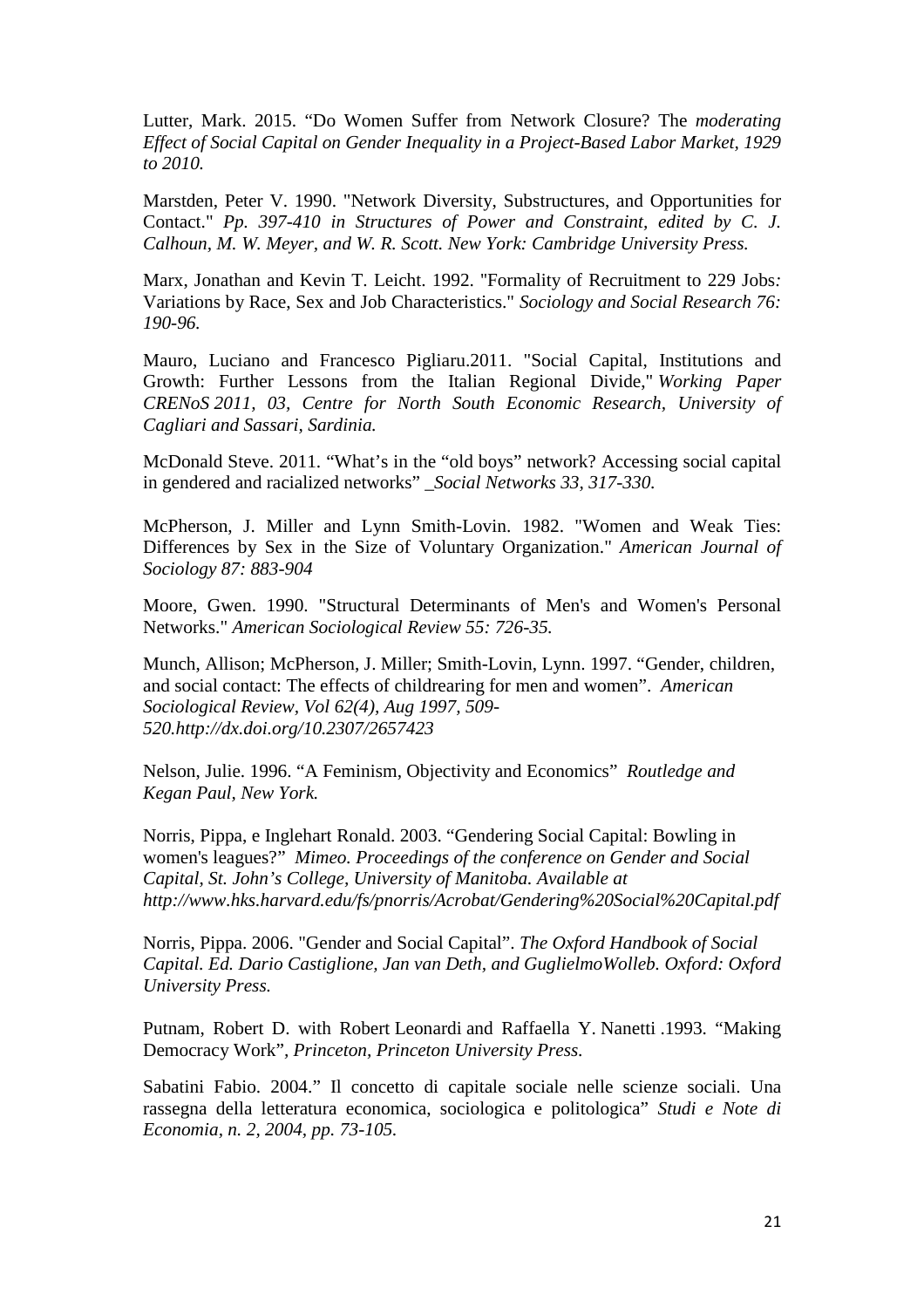Lutter, Mark. 2015. "Do Women Suffer from Network Closure? The *moderating Effect of Social Capital on Gender Inequality in a Project-Based Labor Market, 1929 to 2010.*

Marstden, Peter V. 1990. "Network Diversity, Substructures, and Opportunities for Contact." *Pp. 397-410 in Structures of Power and Constraint, edited by C. J. Calhoun, M. W. Meyer, and W. R. Scott. New York: Cambridge University Press.*

Marx, Jonathan and Kevin T. Leicht. 1992. "Formality of Recruitment to 229 Jobs*:* Variations by Race, Sex and Job Characteristics." *Sociology and Social Research 76: 190-96.*

Mauro, Luciano and Francesco Pigliaru.2011. "Social Capital, Institutions and Growth: Further Lessons from the Italian Regional Divide," *Working Paper CRENoS 2011, 03, Centre for North South Economic Research, University of Cagliari and Sassari, Sardinia.*

McDonald Steve. 2011. "What's in the "old boys" network? Accessing social capital in gendered and racialized networks" *_Social Networks 33, 317-330.*

McPherson, J. Miller and Lynn Smith-Lovin. 1982. "Women and Weak Ties: Differences by Sex in the Size of Voluntary Organization." *American Journal of Sociology 87: 883-904*

Moore, Gwen. 1990. "Structural Determinants of Men's and Women's Personal Networks." *American Sociological Review 55: 726-35.*

Munch, Allison; McPherson, J. Miller; Smith-Lovin, Lynn. 1997. "Gender, children, and social contact: The effects of childrearing for men and women". *American Sociological Review, Vol 62(4), Aug 1997, 509-520.http://dx.doi.org/10.2307/2657423*

Nelson, Julie. 1996. "A Feminism, Objectivity and Economics" *Routledge and Kegan Paul, New York.*

Norris, Pippa, e Inglehart Ronald. 2003. "Gendering Social Capital: Bowling in women's leagues?" *Mimeo. Proceedings of the conference on Gender and Social Capital, St. John's College, University of Manitoba. Available at http://www.hks.harvard.edu/fs/pnorris/Acrobat/Gendering%20Social%20Capital.pdf*

Norris, Pippa. 2006. "Gender and Social Capital". *The Oxford Handbook of Social Capital. Ed. Dario Castiglione, Jan van Deth, and GuglielmoWolleb. Oxford: Oxford University Press.*

Putnam, Robert D. with Robert Leonardi and Raffaella Y. Nanetti .1993. "Making Democracy Work"*, Princeton, Princeton University Press.*

Sabatini Fabio. 2004." Il concetto di capitale sociale nelle scienze sociali. Una rassegna della letteratura economica, sociologica e politologica" *Studi e Note di Economia, n. 2, 2004, pp. 73-105.*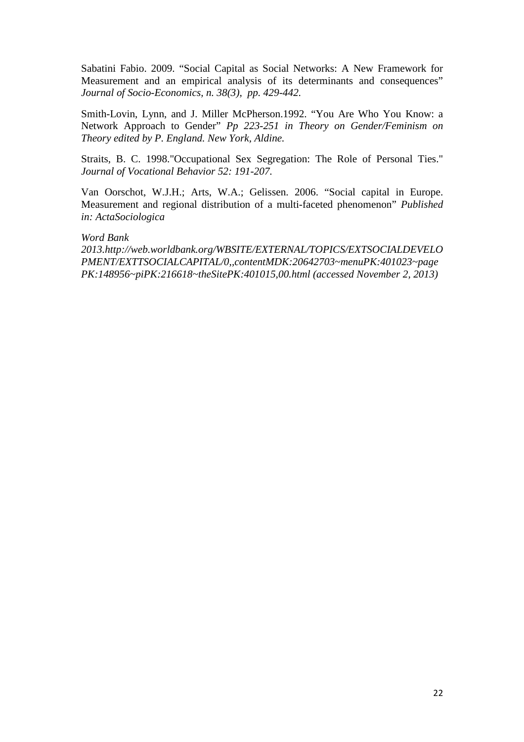Sabatini Fabio. 2009. "Social Capital as Social Networks: A New Framework for Measurement and an empirical analysis of its determinants and consequences" *Journal of Socio-Economics, n. 38(3), pp. 429-442.*

Smith-Lovin, Lynn, and J. Miller McPherson.1992. "You Are Who You Know: a Network Approach to Gender" *Pp 223-251 in Theory on Gender/Feminism on Theory edited by P. England. New York, Aldine.*

Straits, B. C. 1998."Occupational Sex Segregation: The Role of Personal Ties." *Journal of Vocational Behavior 52: 191-207.*

Van Oorschot, W.J.H.; Arts, W.A.; Gelissen. 2006. "Social capital in Europe. Measurement and regional distribution of a multi-faceted phenomenon" *Published in: ActaSociologica*

*Word Bank 2013.http://web.worldbank.org/WBSITE/EXTERNAL/TOPICS/EXTSOCIALDEVELOPMENT/EXTTSOCIALCAPITAL/0,,contentMDK:20642703~menuPK:401023~pagePK:148956~piPK:216618~theSitePK:401015,00.html (accessed November 2, 2013)*